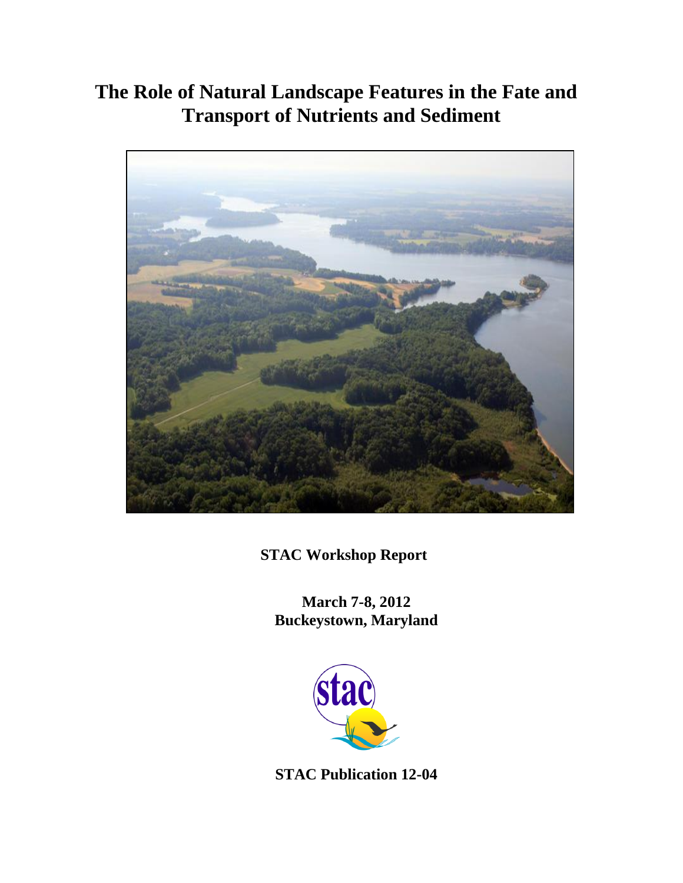# The Role of Natural Landscape Features in the Fate and Transport of Nutrients and Sediment

**STAC Workshop Report**

**March 7-8, 2012**
**Buckeystown, Maryland**

**STAC Publication 12-04**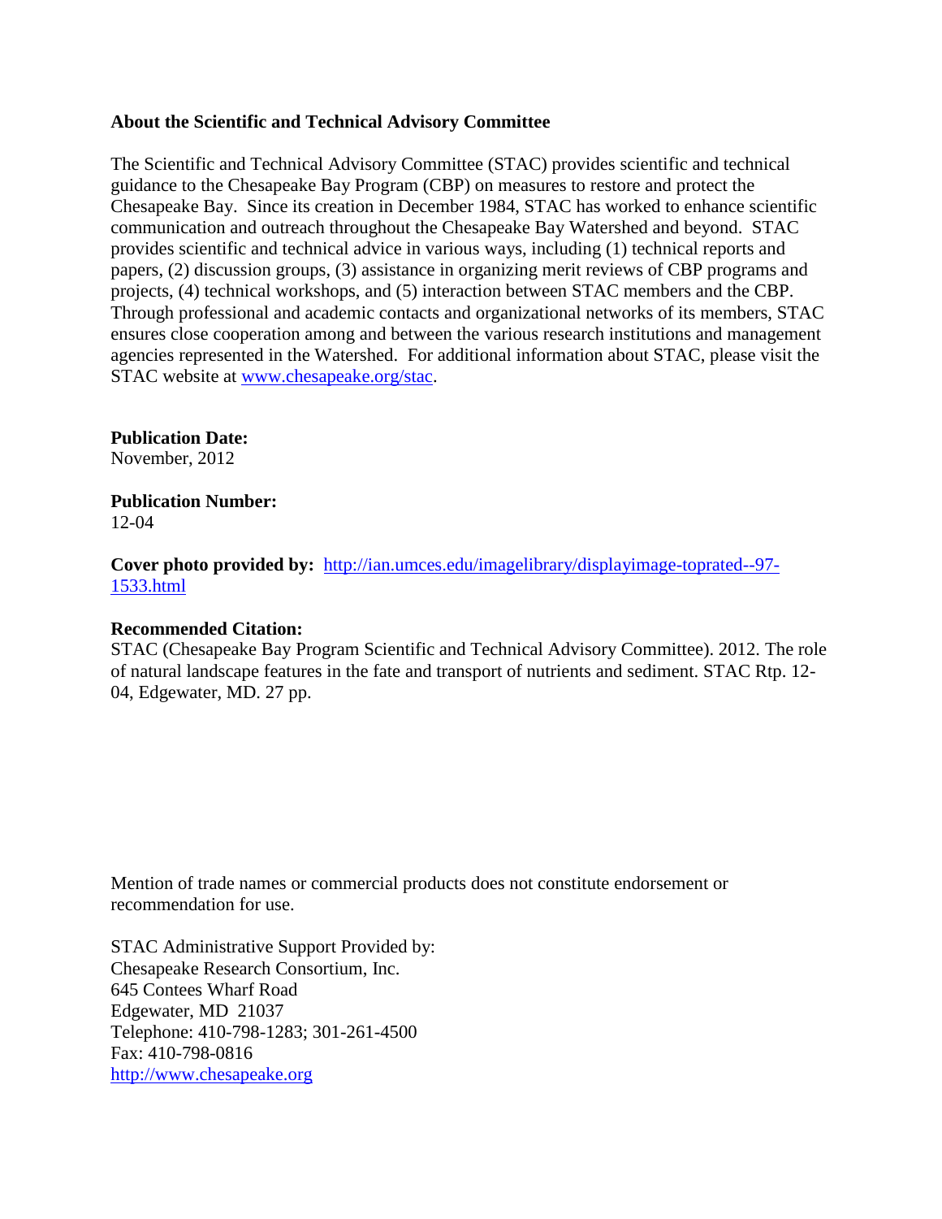**About the Scientific and Technical Advisory Committee**

The Scientific and Technical Advisory Committee (STAC) provides scientific and technical guidance to the Chesapeake Bay Program (CBP) on measures to restore and protect the Chesapeake Bay. Since its creation in December 1984, STAC has worked to enhance scientific communication and outreach throughout the Chesapeake Bay Watershed and beyond. STAC provides scientific and technical advice in various ways, including (1) technical reports and papers, (2) discussion groups, (3) assistance in organizing merit reviews of CBP programs and projects, (4) technical workshops, and (5) interaction between STAC members and the CBP. Through professional and academic contacts and organizational networks of its members, STAC ensures close cooperation among and between the various research institutions and management agencies represented in the Watershed. For additional information about STAC, please visit the STAC website at [www.chesapeake.org/stac](www.chesapeake.org/stac).

**Publication Date:**
November, 2012

**Publication Number:**
12-04

**Cover photo provided by:** [http://ian.umces.edu/imagelibrary/displayimage-toprated--97-1533.html](http://ian.umces.edu/imagelibrary/displayimage-toprated--97-1533.html)

**Recommended Citation:**
STAC (Chesapeake Bay Program Scientific and Technical Advisory Committee). 2012. The role of natural landscape features in the fate and transport of nutrients and sediment. STAC Rtp. 12-04, Edgewater, MD. 27 pp.

Mention of trade names or commercial products does not constitute endorsement or recommendation for use.

STAC Administrative Support Provided by:
Chesapeake Research Consortium, Inc.
645 Contees Wharf Road
Edgewater, MD 21037
Telephone: 410-798-1283; 301-261-4500
Fax: 410-798-0816
[http://www.chesapeake.org](http://www.chesapeake.org)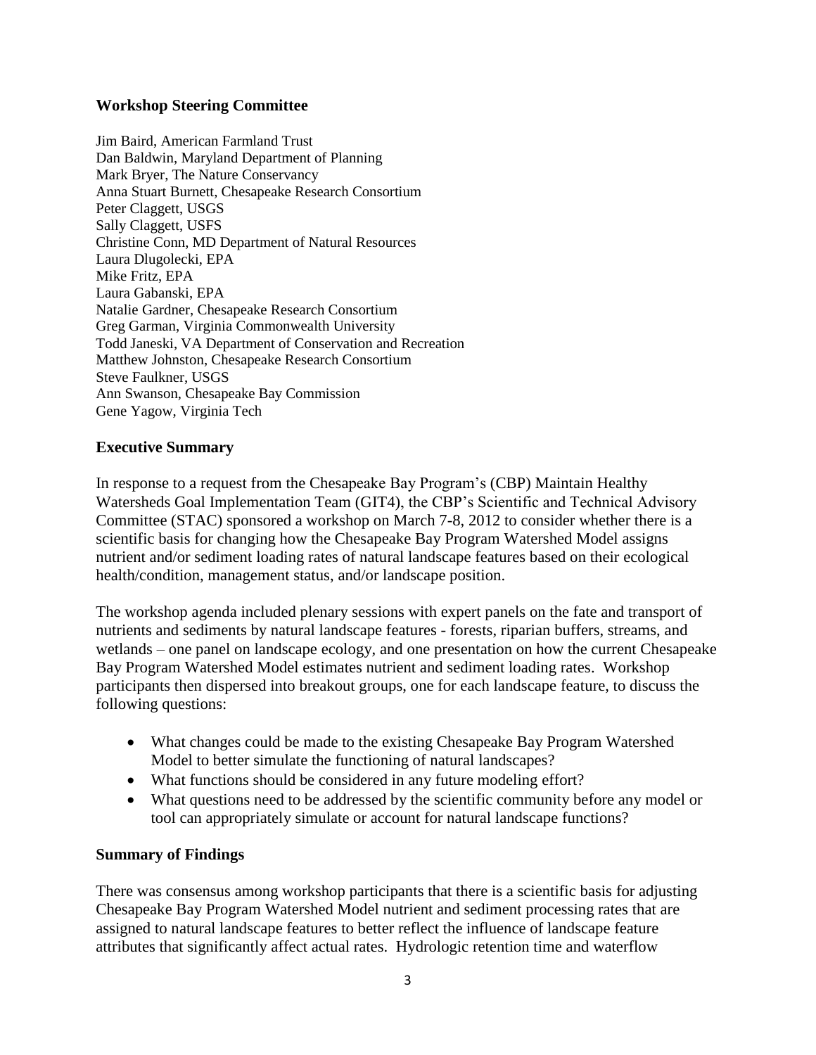## Workshop Steering Committee

Jim Baird, American Farmland Trust
Dan Baldwin, Maryland Department of Planning
Mark Bryer, The Nature Conservancy
Anna Stuart Burnett, Chesapeake Research Consortium
Peter Claggett, USGS
Sally Claggett, USFS
Christine Conn, MD Department of Natural Resources
Laura Dlugolecki, EPA
Mike Fritz, EPA
Laura Gabanski, EPA
Natalie Gardner, Chesapeake Research Consortium
Greg Garman, Virginia Commonwealth University
Todd Janeski, VA Department of Conservation and Recreation
Matthew Johnston, Chesapeake Research Consortium
Steve Faulkner, USGS
Ann Swanson, Chesapeake Bay Commission
Gene Yagow, Virginia Tech

## Executive Summary

In response to a request from the Chesapeake Bay Program's (CBP) Maintain Healthy Watersheds Goal Implementation Team (GIT4), the CBP's Scientific and Technical Advisory Committee (STAC) sponsored a workshop on March 7-8, 2012 to consider whether there is a scientific basis for changing how the Chesapeake Bay Program Watershed Model assigns nutrient and/or sediment loading rates of natural landscape features based on their ecological health/condition, management status, and/or landscape position.

The workshop agenda included plenary sessions with expert panels on the fate and transport of nutrients and sediments by natural landscape features - forests, riparian buffers, streams, and wetlands – one panel on landscape ecology, and one presentation on how the current Chesapeake Bay Program Watershed Model estimates nutrient and sediment loading rates. Workshop participants then dispersed into breakout groups, one for each landscape feature, to discuss the following questions:

- What changes could be made to the existing Chesapeake Bay Program Watershed Model to better simulate the functioning of natural landscapes?
- What functions should be considered in any future modeling effort?
- What questions need to be addressed by the scientific community before any model or tool can appropriately simulate or account for natural landscape functions?

## Summary of Findings

There was consensus among workshop participants that there is a scientific basis for adjusting Chesapeake Bay Program Watershed Model nutrient and sediment processing rates that are assigned to natural landscape features to better reflect the influence of landscape feature attributes that significantly affect actual rates. Hydrologic retention time and waterflow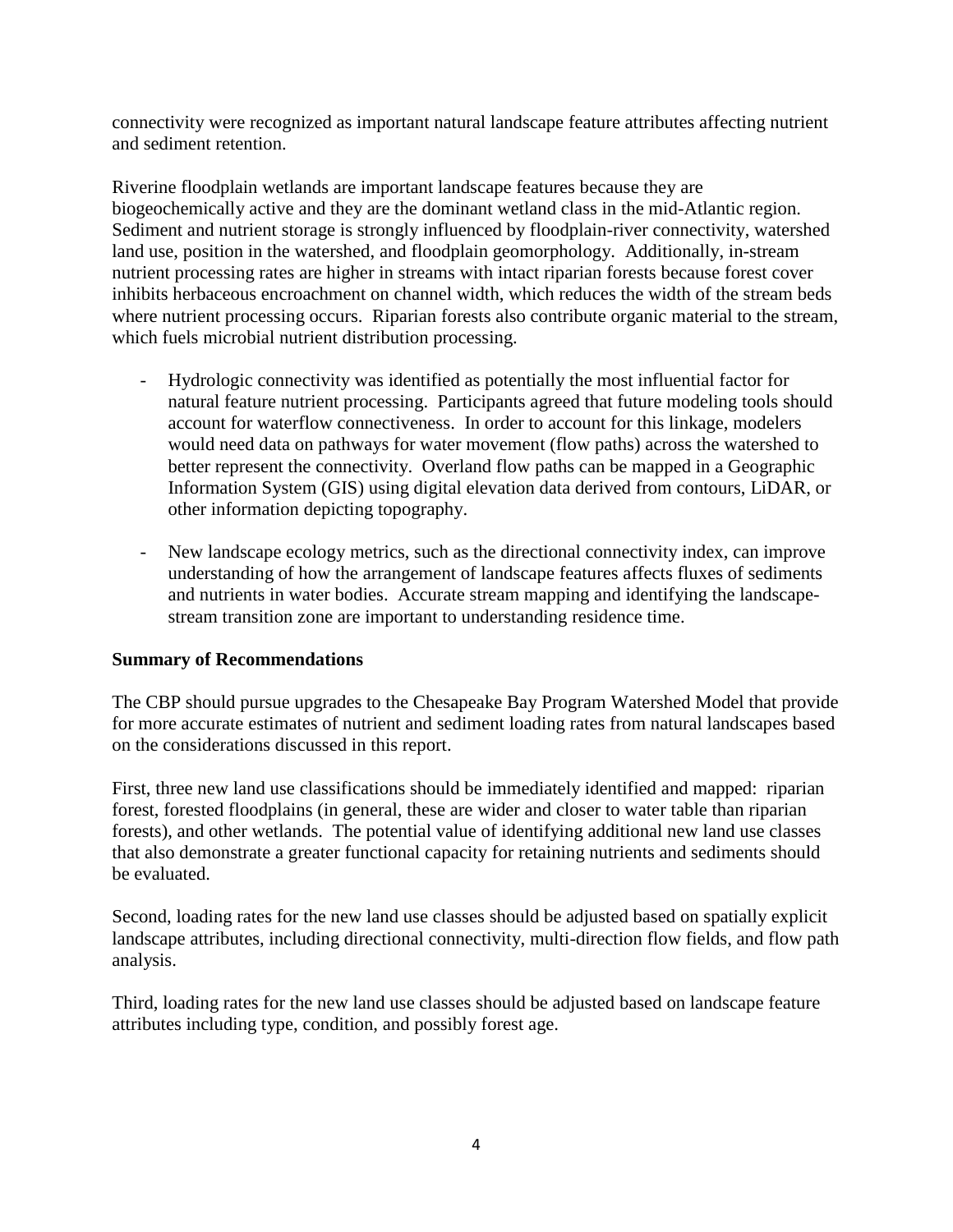connectivity were recognized as important natural landscape feature attributes affecting nutrient and sediment retention.

Riverine floodplain wetlands are important landscape features because they are biogeochemically active and they are the dominant wetland class in the mid-Atlantic region. Sediment and nutrient storage is strongly influenced by floodplain-river connectivity, watershed land use, position in the watershed, and floodplain geomorphology. Additionally, in-stream nutrient processing rates are higher in streams with intact riparian forests because forest cover inhibits herbaceous encroachment on channel width, which reduces the width of the stream beds where nutrient processing occurs. Riparian forests also contribute organic material to the stream, which fuels microbial nutrient distribution processing.

- Hydrologic connectivity was identified as potentially the most influential factor for natural feature nutrient processing. Participants agreed that future modeling tools should account for waterflow connectiveness. In order to account for this linkage, modelers would need data on pathways for water movement (flow paths) across the watershed to better represent the connectivity. Overland flow paths can be mapped in a Geographic Information System (GIS) using digital elevation data derived from contours, LiDAR, or other information depicting topography.

- New landscape ecology metrics, such as the directional connectivity index, can improve understanding of how the arrangement of landscape features affects fluxes of sediments and nutrients in water bodies. Accurate stream mapping and identifying the landscape-stream transition zone are important to understanding residence time.

**Summary of Recommendations**

The CBP should pursue upgrades to the Chesapeake Bay Program Watershed Model that provide for more accurate estimates of nutrient and sediment loading rates from natural landscapes based on the considerations discussed in this report.

First, three new land use classifications should be immediately identified and mapped: riparian forest, forested floodplains (in general, these are wider and closer to water table than riparian forests), and other wetlands. The potential value of identifying additional new land use classes that also demonstrate a greater functional capacity for retaining nutrients and sediments should be evaluated.

Second, loading rates for the new land use classes should be adjusted based on spatially explicit landscape attributes, including directional connectivity, multi-direction flow fields, and flow path analysis.

Third, loading rates for the new land use classes should be adjusted based on landscape feature attributes including type, condition, and possibly forest age.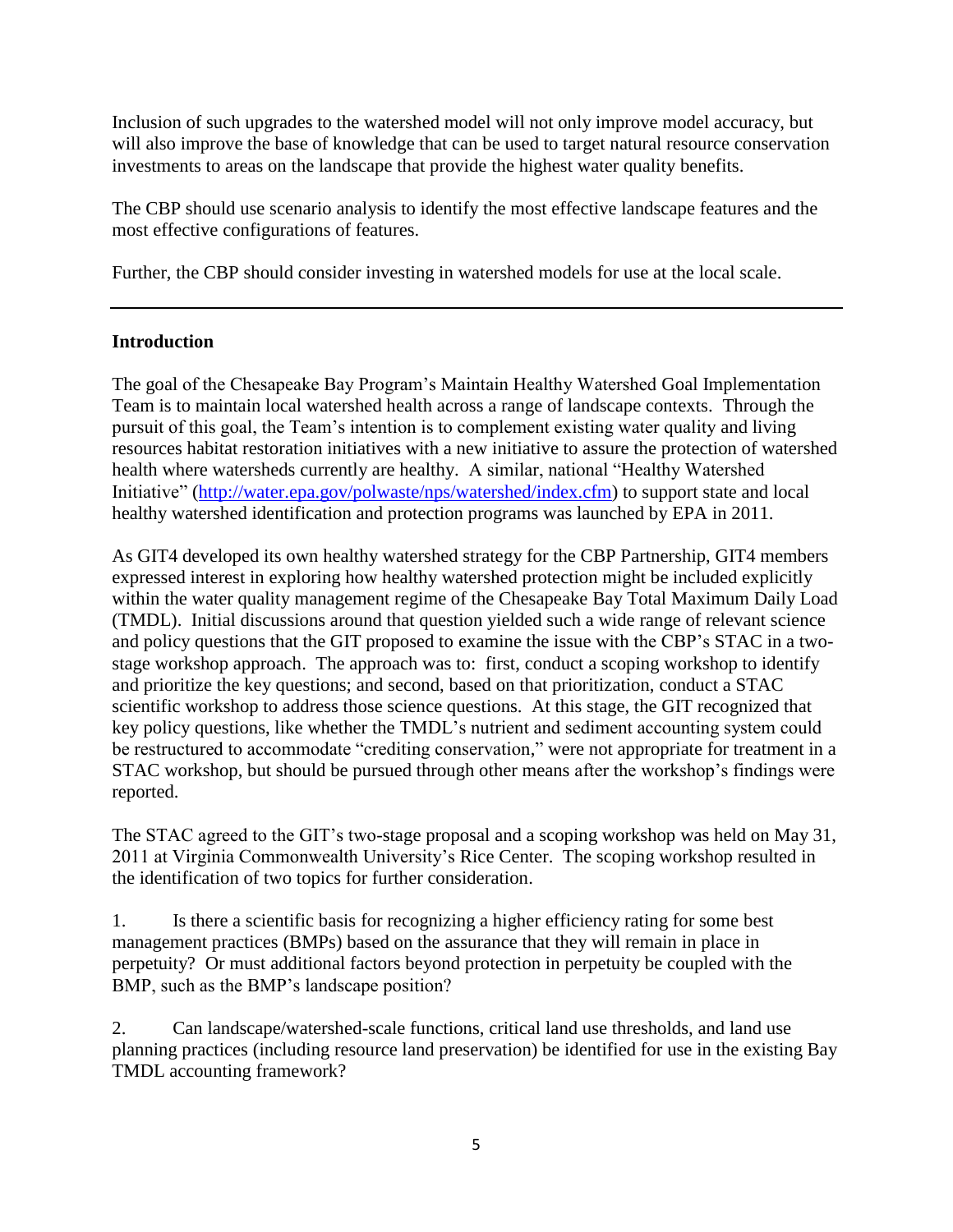Inclusion of such upgrades to the watershed model will not only improve model accuracy, but will also improve the base of knowledge that can be used to target natural resource conservation investments to areas on the landscape that provide the highest water quality benefits.

The CBP should use scenario analysis to identify the most effective landscape features and the most effective configurations of features.

Further, the CBP should consider investing in watershed models for use at the local scale.

---

## Introduction

The goal of the Chesapeake Bay Program's Maintain Healthy Watershed Goal Implementation Team is to maintain local watershed health across a range of landscape contexts. Through the pursuit of this goal, the Team's intention is to complement existing water quality and living resources habitat restoration initiatives with a new initiative to assure the protection of watershed health where watersheds currently are healthy. A similar, national "Healthy Watershed Initiative" (http://water.epa.gov/polwaste/nps/watershed/index.cfm) to support state and local healthy watershed identification and protection programs was launched by EPA in 2011.

As GIT4 developed its own healthy watershed strategy for the CBP Partnership, GIT4 members expressed interest in exploring how healthy watershed protection might be included explicitly within the water quality management regime of the Chesapeake Bay Total Maximum Daily Load (TMDL). Initial discussions around that question yielded such a wide range of relevant science and policy questions that the GIT proposed to examine the issue with the CBP's STAC in a two-stage workshop approach. The approach was to: first, conduct a scoping workshop to identify and prioritize the key questions; and second, based on that prioritization, conduct a STAC scientific workshop to address those science questions. At this stage, the GIT recognized that key policy questions, like whether the TMDL's nutrient and sediment accounting system could be restructured to accommodate "crediting conservation," were not appropriate for treatment in a STAC workshop, but should be pursued through other means after the workshop's findings were reported.

The STAC agreed to the GIT's two-stage proposal and a scoping workshop was held on May 31, 2011 at Virginia Commonwealth University's Rice Center. The scoping workshop resulted in the identification of two topics for further consideration.

1. Is there a scientific basis for recognizing a higher efficiency rating for some best management practices (BMPs) based on the assurance that they will remain in place in perpetuity? Or must additional factors beyond protection in perpetuity be coupled with the BMP, such as the BMP's landscape position?

2. Can landscape/watershed-scale functions, critical land use thresholds, and land use planning practices (including resource land preservation) be identified for use in the existing Bay TMDL accounting framework?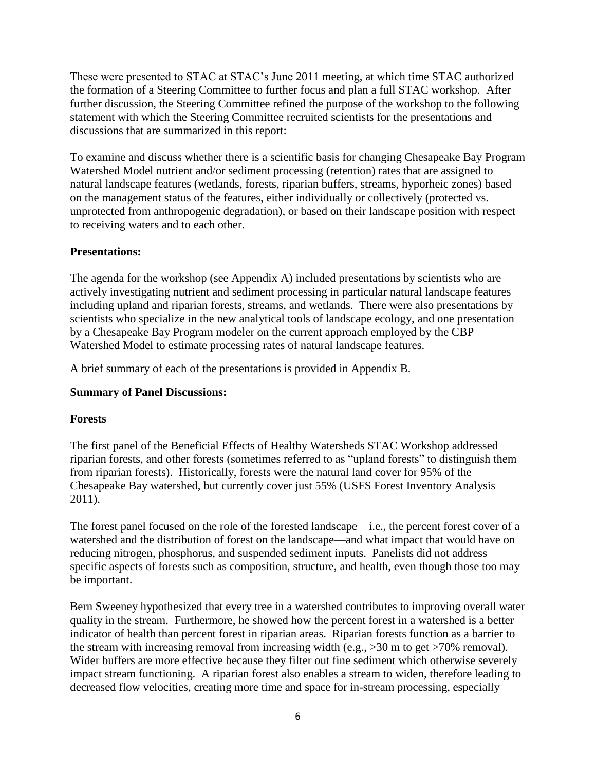These were presented to STAC at STAC's June 2011 meeting, at which time STAC authorized the formation of a Steering Committee to further focus and plan a full STAC workshop. After further discussion, the Steering Committee refined the purpose of the workshop to the following statement with which the Steering Committee recruited scientists for the presentations and discussions that are summarized in this report:

To examine and discuss whether there is a scientific basis for changing Chesapeake Bay Program Watershed Model nutrient and/or sediment processing (retention) rates that are assigned to natural landscape features (wetlands, forests, riparian buffers, streams, hyporheic zones) based on the management status of the features, either individually or collectively (protected vs. unprotected from anthropogenic degradation), or based on their landscape position with respect to receiving waters and to each other.

**Presentations:**

The agenda for the workshop (see Appendix A) included presentations by scientists who are actively investigating nutrient and sediment processing in particular natural landscape features including upland and riparian forests, streams, and wetlands. There were also presentations by scientists who specialize in the new analytical tools of landscape ecology, and one presentation by a Chesapeake Bay Program modeler on the current approach employed by the CBP Watershed Model to estimate processing rates of natural landscape features.

A brief summary of each of the presentations is provided in Appendix B.

**Summary of Panel Discussions:**

**Forests**

The first panel of the Beneficial Effects of Healthy Watersheds STAC Workshop addressed riparian forests, and other forests (sometimes referred to as "upland forests" to distinguish them from riparian forests). Historically, forests were the natural land cover for 95% of the Chesapeake Bay watershed, but currently cover just 55% (USFS Forest Inventory Analysis 2011).

The forest panel focused on the role of the forested landscape—i.e., the percent forest cover of a watershed and the distribution of forest on the landscape—and what impact that would have on reducing nitrogen, phosphorus, and suspended sediment inputs. Panelists did not address specific aspects of forests such as composition, structure, and health, even though those too may be important.

Bern Sweeney hypothesized that every tree in a watershed contributes to improving overall water quality in the stream. Furthermore, he showed how the percent forest in a watershed is a better indicator of health than percent forest in riparian areas. Riparian forests function as a barrier to the stream with increasing removal from increasing width (e.g., >30 m to get >70% removal). Wider buffers are more effective because they filter out fine sediment which otherwise severely impact stream functioning. A riparian forest also enables a stream to widen, therefore leading to decreased flow velocities, creating more time and space for in-stream processing, especially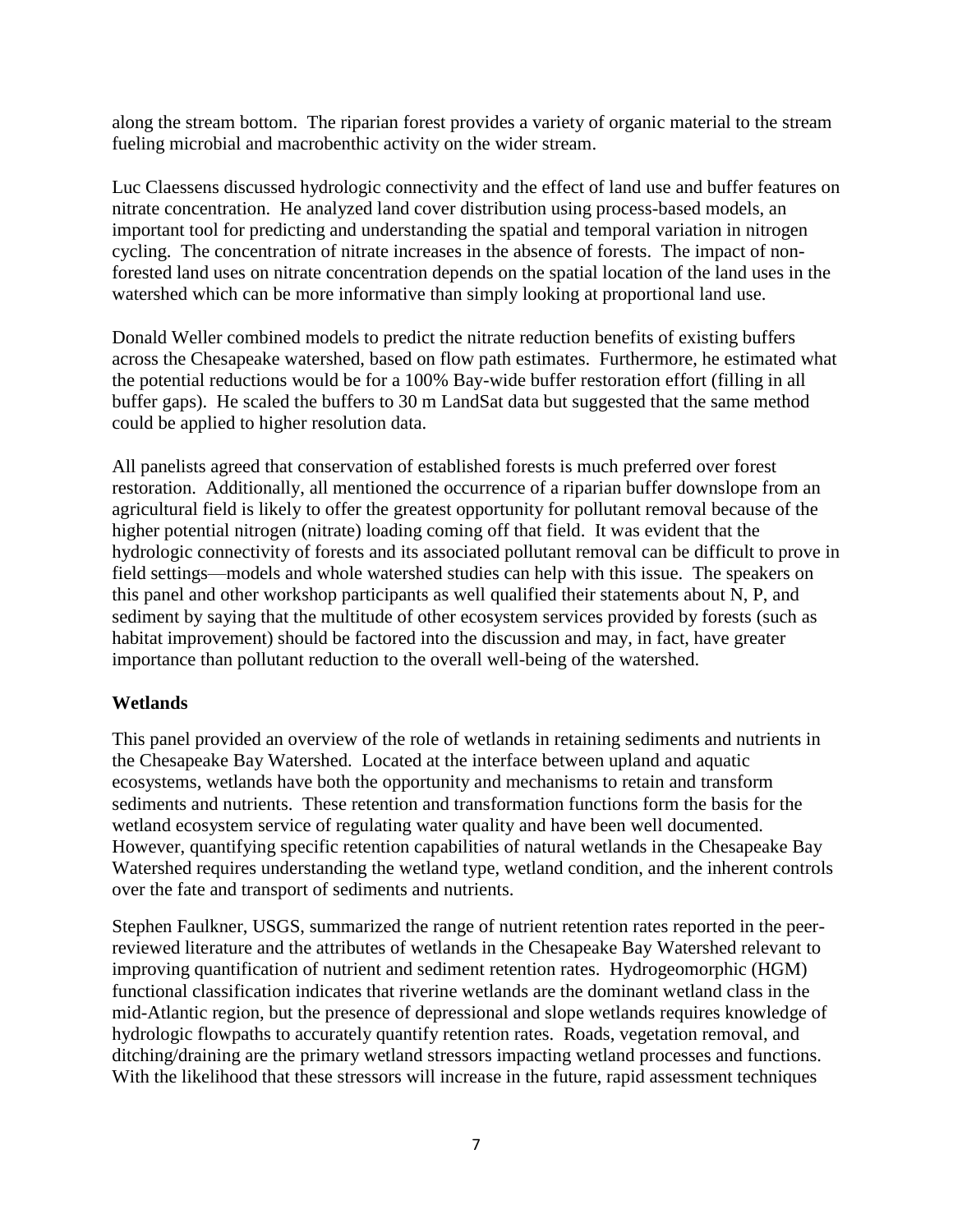along the stream bottom. The riparian forest provides a variety of organic material to the stream fueling microbial and macrobenthic activity on the wider stream.

Luc Claessens discussed hydrologic connectivity and the effect of land use and buffer features on nitrate concentration. He analyzed land cover distribution using process-based models, an important tool for predicting and understanding the spatial and temporal variation in nitrogen cycling. The concentration of nitrate increases in the absence of forests. The impact of non-forested land uses on nitrate concentration depends on the spatial location of the land uses in the watershed which can be more informative than simply looking at proportional land use.

Donald Weller combined models to predict the nitrate reduction benefits of existing buffers across the Chesapeake watershed, based on flow path estimates. Furthermore, he estimated what the potential reductions would be for a 100% Bay-wide buffer restoration effort (filling in all buffer gaps). He scaled the buffers to 30 m LandSat data but suggested that the same method could be applied to higher resolution data.

All panelists agreed that conservation of established forests is much preferred over forest restoration. Additionally, all mentioned the occurrence of a riparian buffer downslope from an agricultural field is likely to offer the greatest opportunity for pollutant removal because of the higher potential nitrogen (nitrate) loading coming off that field. It was evident that the hydrologic connectivity of forests and its associated pollutant removal can be difficult to prove in field settings—models and whole watershed studies can help with this issue. The speakers on this panel and other workshop participants as well qualified their statements about N, P, and sediment by saying that the multitude of other ecosystem services provided by forests (such as habitat improvement) should be factored into the discussion and may, in fact, have greater importance than pollutant reduction to the overall well-being of the watershed.

## Wetlands

This panel provided an overview of the role of wetlands in retaining sediments and nutrients in the Chesapeake Bay Watershed. Located at the interface between upland and aquatic ecosystems, wetlands have both the opportunity and mechanisms to retain and transform sediments and nutrients. These retention and transformation functions form the basis for the wetland ecosystem service of regulating water quality and have been well documented. However, quantifying specific retention capabilities of natural wetlands in the Chesapeake Bay Watershed requires understanding the wetland type, wetland condition, and the inherent controls over the fate and transport of sediments and nutrients.

Stephen Faulkner, USGS, summarized the range of nutrient retention rates reported in the peer-reviewed literature and the attributes of wetlands in the Chesapeake Bay Watershed relevant to improving quantification of nutrient and sediment retention rates. Hydrogeomorphic (HGM) functional classification indicates that riverine wetlands are the dominant wetland class in the mid-Atlantic region, but the presence of depressional and slope wetlands requires knowledge of hydrologic flowpaths to accurately quantify retention rates. Roads, vegetation removal, and ditching/draining are the primary wetland stressors impacting wetland processes and functions. With the likelihood that these stressors will increase in the future, rapid assessment techniques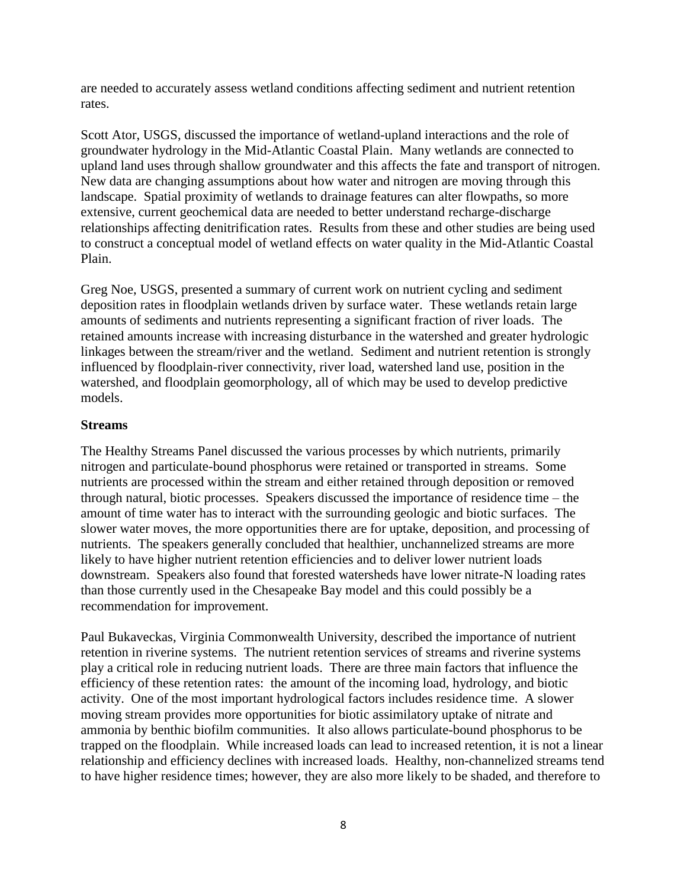are needed to accurately assess wetland conditions affecting sediment and nutrient retention rates.

Scott Ator, USGS, discussed the importance of wetland-upland interactions and the role of groundwater hydrology in the Mid-Atlantic Coastal Plain. Many wetlands are connected to upland land uses through shallow groundwater and this affects the fate and transport of nitrogen. New data are changing assumptions about how water and nitrogen are moving through this landscape. Spatial proximity of wetlands to drainage features can alter flowpaths, so more extensive, current geochemical data are needed to better understand recharge-discharge relationships affecting denitrification rates. Results from these and other studies are being used to construct a conceptual model of wetland effects on water quality in the Mid-Atlantic Coastal Plain.

Greg Noe, USGS, presented a summary of current work on nutrient cycling and sediment deposition rates in floodplain wetlands driven by surface water. These wetlands retain large amounts of sediments and nutrients representing a significant fraction of river loads. The retained amounts increase with increasing disturbance in the watershed and greater hydrologic linkages between the stream/river and the wetland. Sediment and nutrient retention is strongly influenced by floodplain-river connectivity, river load, watershed land use, position in the watershed, and floodplain geomorphology, all of which may be used to develop predictive models.

**Streams**

The Healthy Streams Panel discussed the various processes by which nutrients, primarily nitrogen and particulate-bound phosphorus were retained or transported in streams. Some nutrients are processed within the stream and either retained through deposition or removed through natural, biotic processes. Speakers discussed the importance of residence time – the amount of time water has to interact with the surrounding geologic and biotic surfaces. The slower water moves, the more opportunities there are for uptake, deposition, and processing of nutrients. The speakers generally concluded that healthier, unchannelized streams are more likely to have higher nutrient retention efficiencies and to deliver lower nutrient loads downstream. Speakers also found that forested watersheds have lower nitrate-N loading rates than those currently used in the Chesapeake Bay model and this could possibly be a recommendation for improvement.

Paul Bukaveckas, Virginia Commonwealth University, described the importance of nutrient retention in riverine systems. The nutrient retention services of streams and riverine systems play a critical role in reducing nutrient loads. There are three main factors that influence the efficiency of these retention rates: the amount of the incoming load, hydrology, and biotic activity. One of the most important hydrological factors includes residence time. A slower moving stream provides more opportunities for biotic assimilatory uptake of nitrate and ammonia by benthic biofilm communities. It also allows particulate-bound phosphorus to be trapped on the floodplain. While increased loads can lead to increased retention, it is not a linear relationship and efficiency declines with increased loads. Healthy, non-channelized streams tend to have higher residence times; however, they are also more likely to be shaded, and therefore to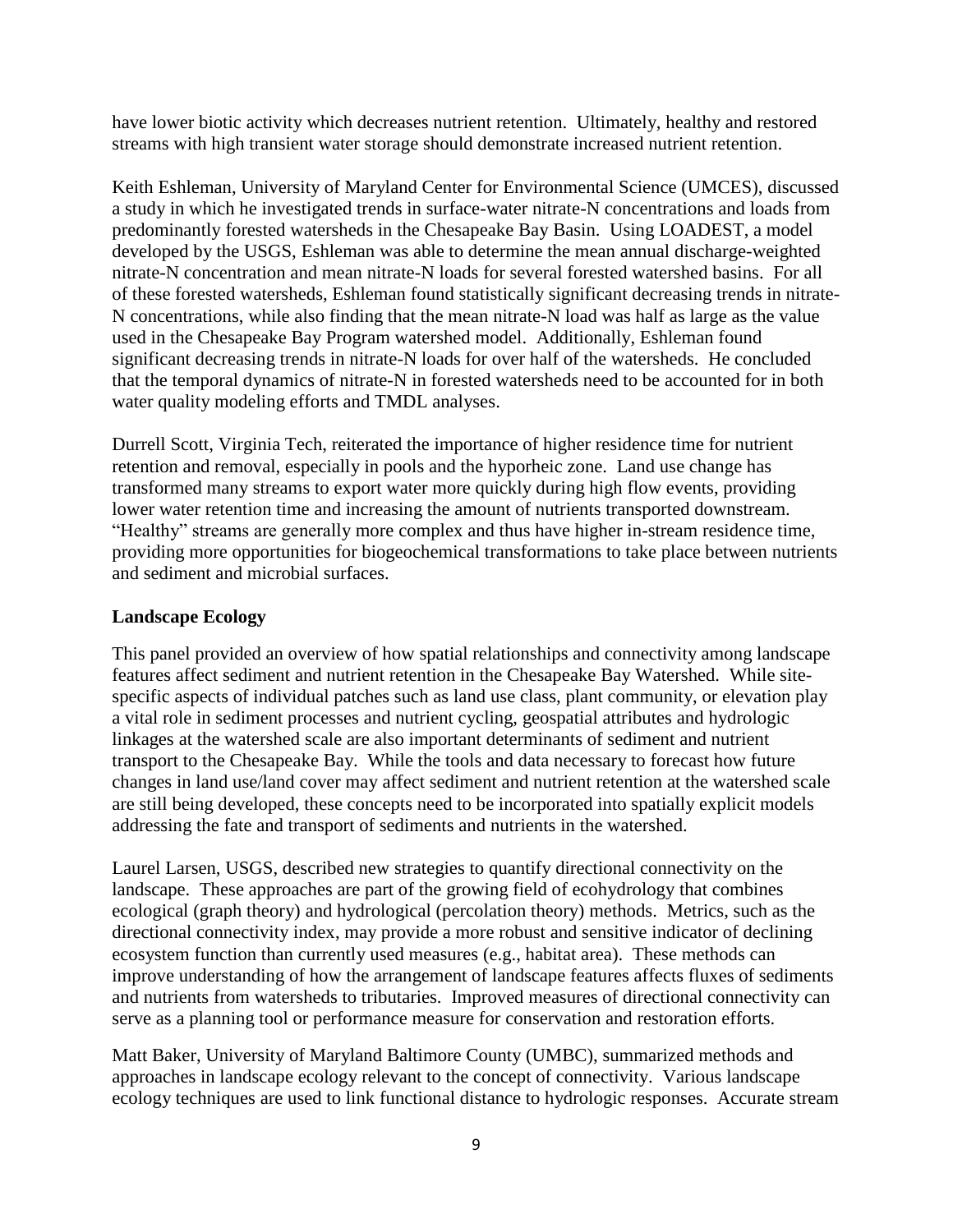have lower biotic activity which decreases nutrient retention. Ultimately, healthy and restored streams with high transient water storage should demonstrate increased nutrient retention.

Keith Eshleman, University of Maryland Center for Environmental Science (UMCES), discussed a study in which he investigated trends in surface-water nitrate-N concentrations and loads from predominantly forested watersheds in the Chesapeake Bay Basin. Using LOADEST, a model developed by the USGS, Eshleman was able to determine the mean annual discharge-weighted nitrate-N concentration and mean nitrate-N loads for several forested watershed basins. For all of these forested watersheds, Eshleman found statistically significant decreasing trends in nitrate-N concentrations, while also finding that the mean nitrate-N load was half as large as the value used in the Chesapeake Bay Program watershed model. Additionally, Eshleman found significant decreasing trends in nitrate-N loads for over half of the watersheds. He concluded that the temporal dynamics of nitrate-N in forested watersheds need to be accounted for in both water quality modeling efforts and TMDL analyses.

Durrell Scott, Virginia Tech, reiterated the importance of higher residence time for nutrient retention and removal, especially in pools and the hyporheic zone. Land use change has transformed many streams to export water more quickly during high flow events, providing lower water retention time and increasing the amount of nutrients transported downstream. "Healthy" streams are generally more complex and thus have higher in-stream residence time, providing more opportunities for biogeochemical transformations to take place between nutrients and sediment and microbial surfaces.

**Landscape Ecology**

This panel provided an overview of how spatial relationships and connectivity among landscape features affect sediment and nutrient retention in the Chesapeake Bay Watershed. While site-specific aspects of individual patches such as land use class, plant community, or elevation play a vital role in sediment processes and nutrient cycling, geospatial attributes and hydrologic linkages at the watershed scale are also important determinants of sediment and nutrient transport to the Chesapeake Bay. While the tools and data necessary to forecast how future changes in land use/land cover may affect sediment and nutrient retention at the watershed scale are still being developed, these concepts need to be incorporated into spatially explicit models addressing the fate and transport of sediments and nutrients in the watershed.

Laurel Larsen, USGS, described new strategies to quantify directional connectivity on the landscape. These approaches are part of the growing field of ecohydrology that combines ecological (graph theory) and hydrological (percolation theory) methods. Metrics, such as the directional connectivity index, may provide a more robust and sensitive indicator of declining ecosystem function than currently used measures (e.g., habitat area). These methods can improve understanding of how the arrangement of landscape features affects fluxes of sediments and nutrients from watersheds to tributaries. Improved measures of directional connectivity can serve as a planning tool or performance measure for conservation and restoration efforts.

Matt Baker, University of Maryland Baltimore County (UMBC), summarized methods and approaches in landscape ecology relevant to the concept of connectivity. Various landscape ecology techniques are used to link functional distance to hydrologic responses. Accurate stream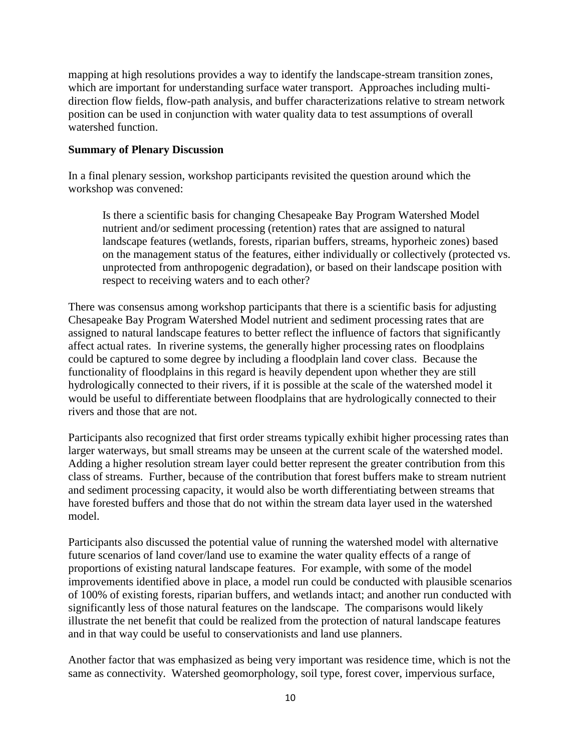mapping at high resolutions provides a way to identify the landscape-stream transition zones, which are important for understanding surface water transport. Approaches including multi-direction flow fields, flow-path analysis, and buffer characterizations relative to stream network position can be used in conjunction with water quality data to test assumptions of overall watershed function.

**Summary of Plenary Discussion**

In a final plenary session, workshop participants revisited the question around which the workshop was convened:

> Is there a scientific basis for changing Chesapeake Bay Program Watershed Model nutrient and/or sediment processing (retention) rates that are assigned to natural landscape features (wetlands, forests, riparian buffers, streams, hyporheic zones) based on the management status of the features, either individually or collectively (protected vs. unprotected from anthropogenic degradation), or based on their landscape position with respect to receiving waters and to each other?

There was consensus among workshop participants that there is a scientific basis for adjusting Chesapeake Bay Program Watershed Model nutrient and sediment processing rates that are assigned to natural landscape features to better reflect the influence of factors that significantly affect actual rates. In riverine systems, the generally higher processing rates on floodplains could be captured to some degree by including a floodplain land cover class. Because the functionality of floodplains in this regard is heavily dependent upon whether they are still hydrologically connected to their rivers, if it is possible at the scale of the watershed model it would be useful to differentiate between floodplains that are hydrologically connected to their rivers and those that are not.

Participants also recognized that first order streams typically exhibit higher processing rates than larger waterways, but small streams may be unseen at the current scale of the watershed model. Adding a higher resolution stream layer could better represent the greater contribution from this class of streams. Further, because of the contribution that forest buffers make to stream nutrient and sediment processing capacity, it would also be worth differentiating between streams that have forested buffers and those that do not within the stream data layer used in the watershed model.

Participants also discussed the potential value of running the watershed model with alternative future scenarios of land cover/land use to examine the water quality effects of a range of proportions of existing natural landscape features. For example, with some of the model improvements identified above in place, a model run could be conducted with plausible scenarios of 100% of existing forests, riparian buffers, and wetlands intact; and another run conducted with significantly less of those natural features on the landscape. The comparisons would likely illustrate the net benefit that could be realized from the protection of natural landscape features and in that way could be useful to conservationists and land use planners.

Another factor that was emphasized as being very important was residence time, which is not the same as connectivity. Watershed geomorphology, soil type, forest cover, impervious surface,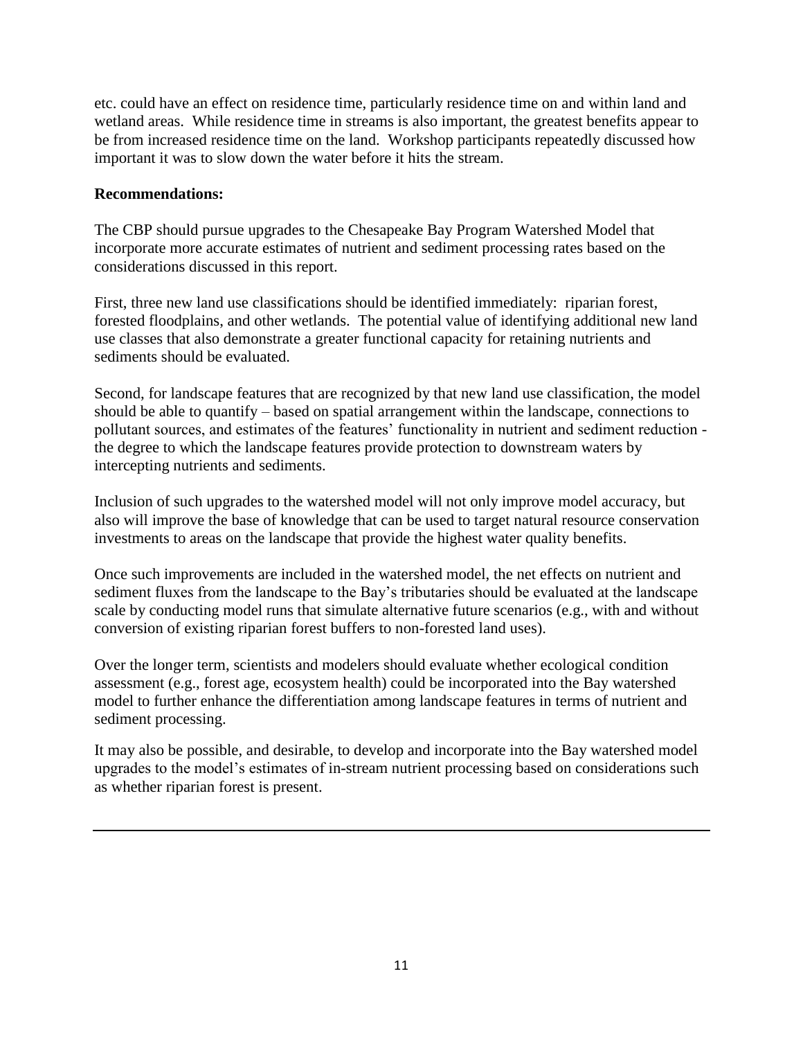etc. could have an effect on residence time, particularly residence time on and within land and wetland areas. While residence time in streams is also important, the greatest benefits appear to be from increased residence time on the land. Workshop participants repeatedly discussed how important it was to slow down the water before it hits the stream.

**Recommendations:**

The CBP should pursue upgrades to the Chesapeake Bay Program Watershed Model that incorporate more accurate estimates of nutrient and sediment processing rates based on the considerations discussed in this report.

First, three new land use classifications should be identified immediately: riparian forest, forested floodplains, and other wetlands. The potential value of identifying additional new land use classes that also demonstrate a greater functional capacity for retaining nutrients and sediments should be evaluated.

Second, for landscape features that are recognized by that new land use classification, the model should be able to quantify – based on spatial arrangement within the landscape, connections to pollutant sources, and estimates of the features' functionality in nutrient and sediment reduction - the degree to which the landscape features provide protection to downstream waters by intercepting nutrients and sediments.

Inclusion of such upgrades to the watershed model will not only improve model accuracy, but also will improve the base of knowledge that can be used to target natural resource conservation investments to areas on the landscape that provide the highest water quality benefits.

Once such improvements are included in the watershed model, the net effects on nutrient and sediment fluxes from the landscape to the Bay's tributaries should be evaluated at the landscape scale by conducting model runs that simulate alternative future scenarios (e.g., with and without conversion of existing riparian forest buffers to non-forested land uses).

Over the longer term, scientists and modelers should evaluate whether ecological condition assessment (e.g., forest age, ecosystem health) could be incorporated into the Bay watershed model to further enhance the differentiation among landscape features in terms of nutrient and sediment processing.

It may also be possible, and desirable, to develop and incorporate into the Bay watershed model upgrades to the model's estimates of in-stream nutrient processing based on considerations such as whether riparian forest is present.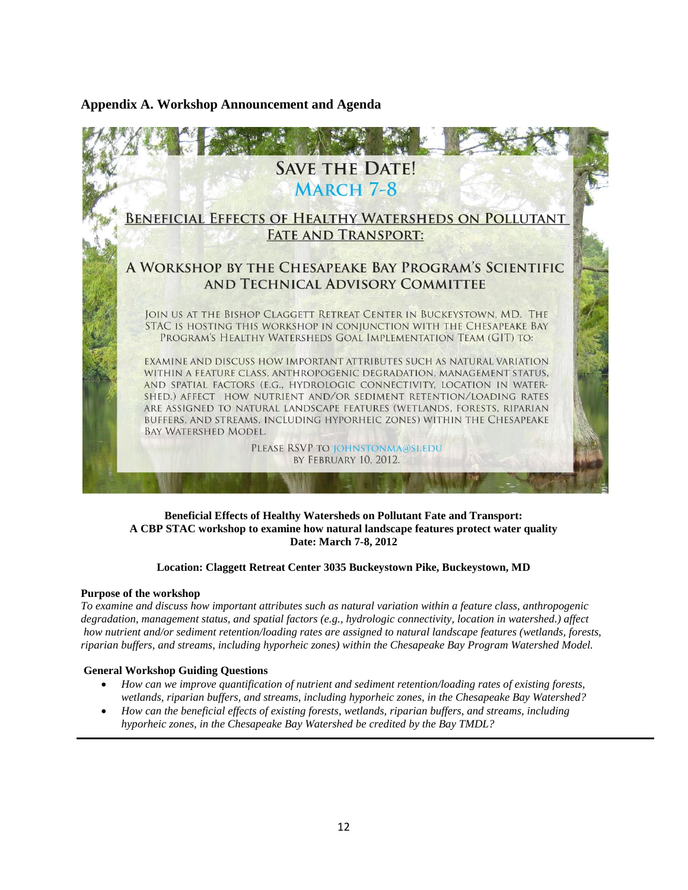## Appendix A. Workshop Announcement and Agenda

**SAVE THE DATE!**

**MARCH 7-8**

**BENEFICIAL EFFECTS OF HEALTHY WATERSHEDS ON POLLUTANT FATE AND TRANSPORT:**

**A WORKSHOP BY THE CHESAPEAKE BAY PROGRAM'S SCIENTIFIC AND TECHNICAL ADVISORY COMMITTEE**

JOIN US AT THE BISHOP CLAGGETT RETREAT CENTER IN BUCKEYSTOWN, MD. THE STAC IS HOSTING THIS WORKSHOP IN CONJUNCTION WITH THE CHESAPEAKE BAY PROGRAM'S HEALTHY WATERSHEDS GOAL IMPLEMENTATION TEAM (GIT) TO:

EXAMINE AND DISCUSS HOW IMPORTANT ATTRIBUTES SUCH AS NATURAL VARIATION WITHIN A FEATURE CLASS, ANTHROPOGENIC DEGRADATION, MANAGEMENT STATUS, AND SPATIAL FACTORS (E.G., HYDROLOGIC CONNECTIVITY, LOCATION IN WATERSHED.) AFFECT HOW NUTRIENT AND/OR SEDIMENT RETENTION/LOADING RATES ARE ASSIGNED TO NATURAL LANDSCAPE FEATURES (WETLANDS, FORESTS, RIPARIAN BUFFERS, AND STREAMS, INCLUDING HYPORHEIC ZONES) WITHIN THE CHESAPEAKE BAY WATERSHED MODEL.

PLEASE RSVP TO JOHNSTONMA@SI.EDU BY FEBRUARY 10, 2012.

**Beneficial Effects of Healthy Watersheds on Pollutant Fate and Transport:**
**A CBP STAC workshop to examine how natural landscape features protect water quality**
**Date: March 7-8, 2012**

**Location: Claggett Retreat Center 3035 Buckeystown Pike, Buckeystown, MD**

**Purpose of the workshop**

*To examine and discuss how important attributes such as natural variation within a feature class, anthropogenic degradation, management status, and spatial factors (e.g., hydrologic connectivity, location in watershed.) affect how nutrient and/or sediment retention/loading rates are assigned to natural landscape features (wetlands, forests, riparian buffers, and streams, including hyporheic zones) within the Chesapeake Bay Program Watershed Model.*

**General Workshop Guiding Questions**

- *How can we improve quantification of nutrient and sediment retention/loading rates of existing forests, wetlands, riparian buffers, and streams, including hyporheic zones, in the Chesapeake Bay Watershed?*
- *How can the beneficial effects of existing forests, wetlands, riparian buffers, and streams, including hyporheic zones, in the Chesapeake Bay Watershed be credited by the Bay TMDL?*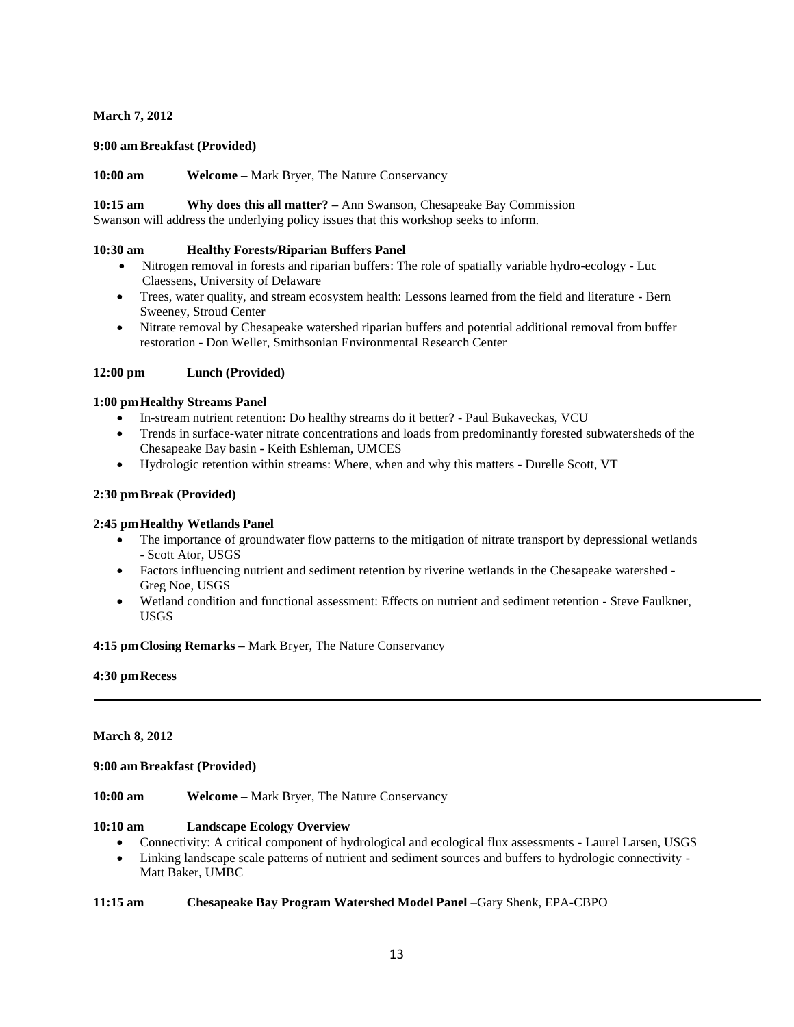**March 7, 2012**

**9:00 am Breakfast (Provided)**

**10:00 am Welcome –** Mark Bryer, The Nature Conservancy

**10:15 am Why does this all matter? –** Ann Swanson, Chesapeake Bay Commission

Swanson will address the underlying policy issues that this workshop seeks to inform.

**10:30 am Healthy Forests/Riparian Buffers Panel**

- Nitrogen removal in forests and riparian buffers: The role of spatially variable hydro-ecology - Luc Claessens, University of Delaware
- Trees, water quality, and stream ecosystem health: Lessons learned from the field and literature - Bern Sweeney, Stroud Center
- Nitrate removal by Chesapeake watershed riparian buffers and potential additional removal from buffer restoration - Don Weller, Smithsonian Environmental Research Center

**12:00 pm Lunch (Provided)**

**1:00 pm Healthy Streams Panel**

- In-stream nutrient retention: Do healthy streams do it better? - Paul Bukaveckas, VCU
- Trends in surface-water nitrate concentrations and loads from predominantly forested subwatersheds of the Chesapeake Bay basin - Keith Eshleman, UMCES
- Hydrologic retention within streams: Where, when and why this matters - Durelle Scott, VT

**2:30 pm Break (Provided)**

**2:45 pm Healthy Wetlands Panel**

- The importance of groundwater flow patterns to the mitigation of nitrate transport by depressional wetlands - Scott Ator, USGS
- Factors influencing nutrient and sediment retention by riverine wetlands in the Chesapeake watershed - Greg Noe, USGS
- Wetland condition and functional assessment: Effects on nutrient and sediment retention - Steve Faulkner, USGS

**4:15 pm Closing Remarks –** Mark Bryer, The Nature Conservancy

**4:30 pm Recess**

---

**March 8, 2012**

**9:00 am Breakfast (Provided)**

**10:00 am Welcome –** Mark Bryer, The Nature Conservancy

**10:10 am Landscape Ecology Overview**

- Connectivity: A critical component of hydrological and ecological flux assessments - Laurel Larsen, USGS
- Linking landscape scale patterns of nutrient and sediment sources and buffers to hydrologic connectivity - Matt Baker, UMBC

**11:15 am Chesapeake Bay Program Watershed Model Panel** –Gary Shenk, EPA-CBPO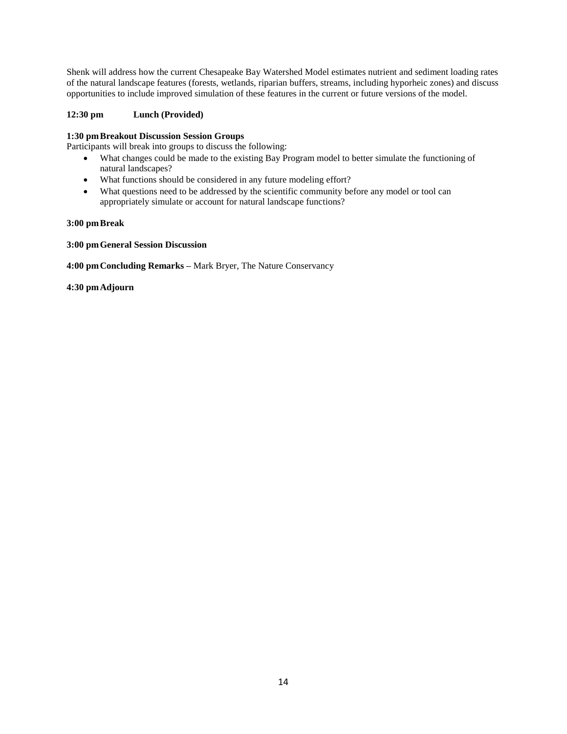Shenk will address how the current Chesapeake Bay Watershed Model estimates nutrient and sediment loading rates of the natural landscape features (forests, wetlands, riparian buffers, streams, including hyporheic zones) and discuss opportunities to include improved simulation of these features in the current or future versions of the model.

**12:30 pm Lunch (Provided)**

**1:30 pm Breakout Discussion Session Groups**
Participants will break into groups to discuss the following:

- What changes could be made to the existing Bay Program model to better simulate the functioning of natural landscapes?
- What functions should be considered in any future modeling effort?
- What questions need to be addressed by the scientific community before any model or tool can appropriately simulate or account for natural landscape functions?

**3:00 pm Break**

**3:00 pm General Session Discussion**

**4:00 pm Concluding Remarks –** Mark Bryer, The Nature Conservancy

**4:30 pm Adjourn**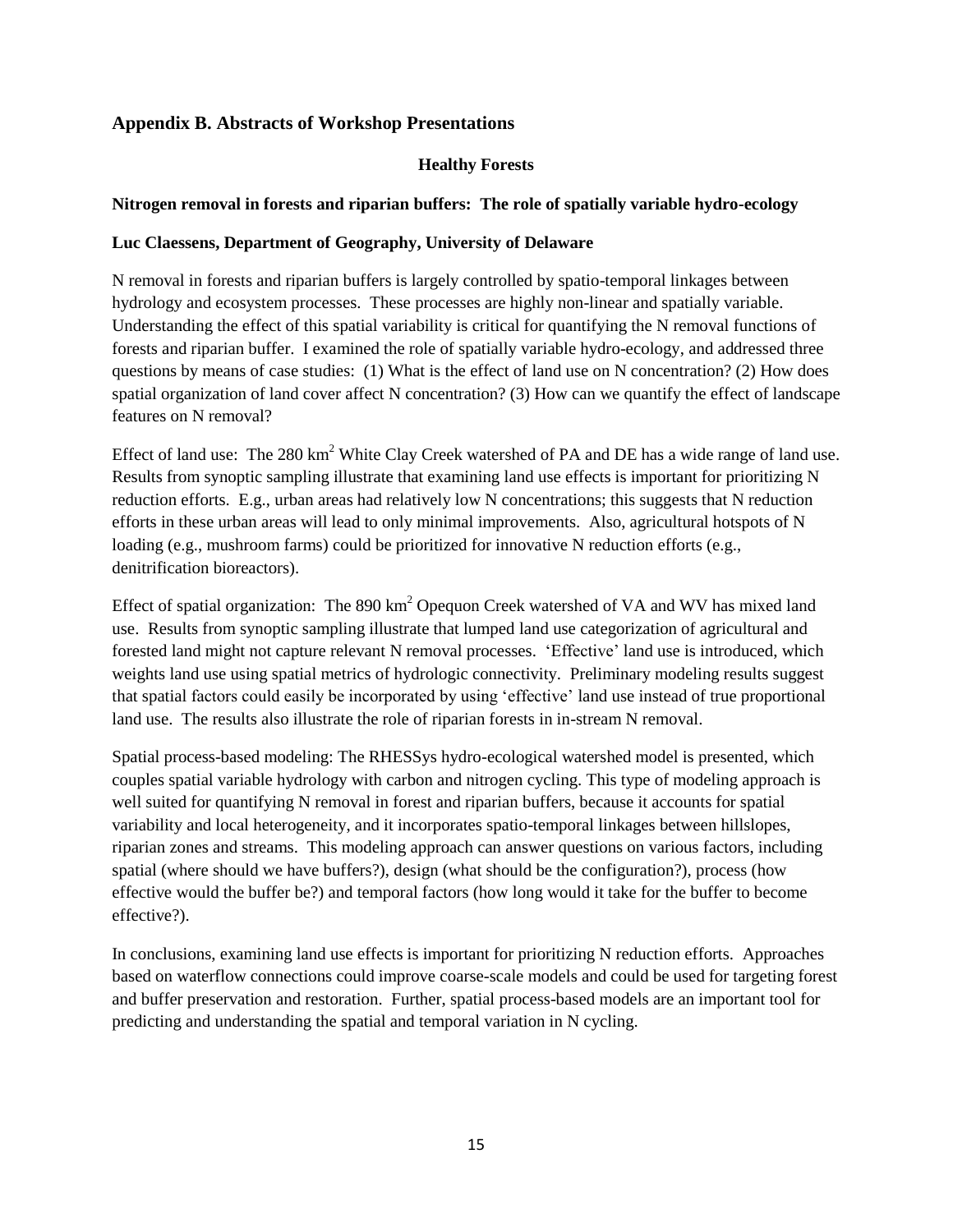## Appendix B. Abstracts of Workshop Presentations

### Healthy Forests

**Nitrogen removal in forests and riparian buffers: The role of spatially variable hydro-ecology**

**Luc Claessens, Department of Geography, University of Delaware**

N removal in forests and riparian buffers is largely controlled by spatio-temporal linkages between hydrology and ecosystem processes. These processes are highly non-linear and spatially variable. Understanding the effect of this spatial variability is critical for quantifying the N removal functions of forests and riparian buffer. I examined the role of spatially variable hydro-ecology, and addressed three questions by means of case studies: (1) What is the effect of land use on N concentration? (2) How does spatial organization of land cover affect N concentration? (3) How can we quantify the effect of landscape features on N removal?

Effect of land use: The 280 $km^2$ White Clay Creek watershed of PA and DE has a wide range of land use. Results from synoptic sampling illustrate that examining land use effects is important for prioritizing N reduction efforts. E.g., urban areas had relatively low N concentrations; this suggests that N reduction efforts in these urban areas will lead to only minimal improvements. Also, agricultural hotspots of N loading (e.g., mushroom farms) could be prioritized for innovative N reduction efforts (e.g., denitrification bioreactors).

Effect of spatial organization: The 890 $km^2$ Opequon Creek watershed of VA and WV has mixed land use. Results from synoptic sampling illustrate that lumped land use categorization of agricultural and forested land might not capture relevant N removal processes. 'Effective' land use is introduced, which weights land use using spatial metrics of hydrologic connectivity. Preliminary modeling results suggest that spatial factors could easily be incorporated by using 'effective' land use instead of true proportional land use. The results also illustrate the role of riparian forests in in-stream N removal.

Spatial process-based modeling: The RHESSys hydro-ecological watershed model is presented, which couples spatial variable hydrology with carbon and nitrogen cycling. This type of modeling approach is well suited for quantifying N removal in forest and riparian buffers, because it accounts for spatial variability and local heterogeneity, and it incorporates spatio-temporal linkages between hillslopes, riparian zones and streams. This modeling approach can answer questions on various factors, including spatial (where should we have buffers?), design (what should be the configuration?), process (how effective would the buffer be?) and temporal factors (how long would it take for the buffer to become effective?).

In conclusions, examining land use effects is important for prioritizing N reduction efforts. Approaches based on waterflow connections could improve coarse-scale models and could be used for targeting forest and buffer preservation and restoration. Further, spatial process-based models are an important tool for predicting and understanding the spatial and temporal variation in N cycling.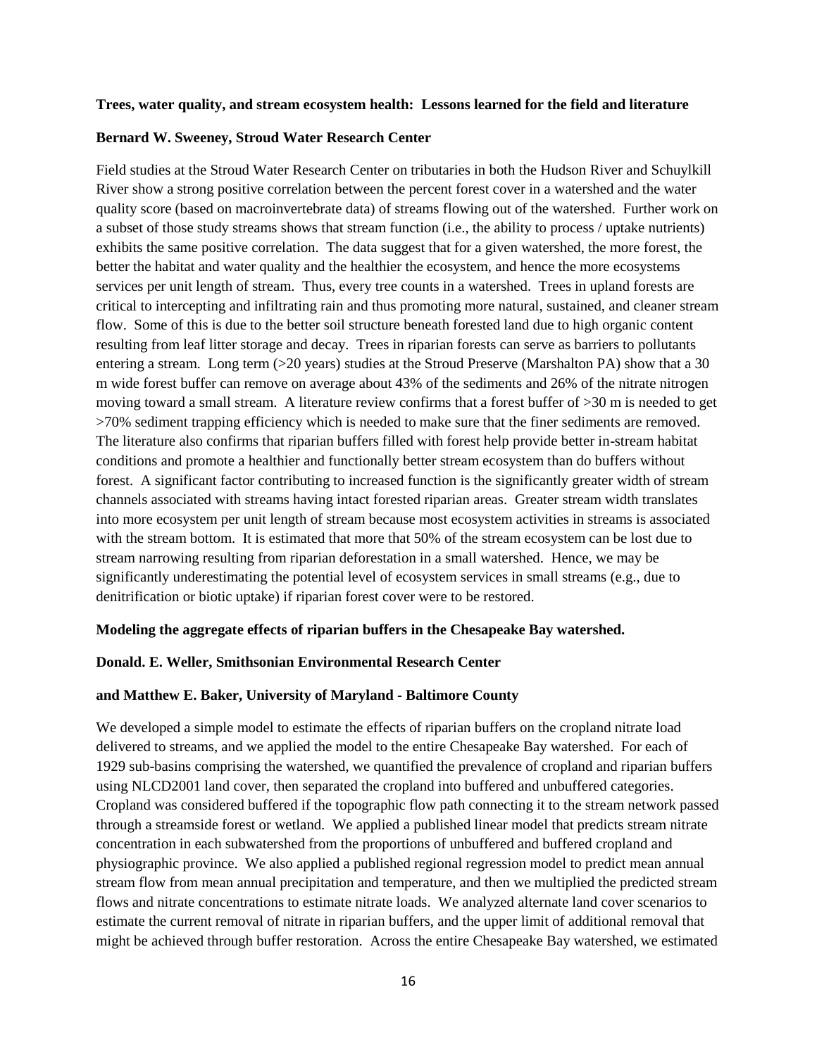**Trees, water quality, and stream ecosystem health: Lessons learned for the field and literature**

**Bernard W. Sweeney, Stroud Water Research Center**

Field studies at the Stroud Water Research Center on tributaries in both the Hudson River and Schuylkill River show a strong positive correlation between the percent forest cover in a watershed and the water quality score (based on macroinvertebrate data) of streams flowing out of the watershed. Further work on a subset of those study streams shows that stream function (i.e., the ability to process / uptake nutrients) exhibits the same positive correlation. The data suggest that for a given watershed, the more forest, the better the habitat and water quality and the healthier the ecosystem, and hence the more ecosystems services per unit length of stream. Thus, every tree counts in a watershed. Trees in upland forests are critical to intercepting and infiltrating rain and thus promoting more natural, sustained, and cleaner stream flow. Some of this is due to the better soil structure beneath forested land due to high organic content resulting from leaf litter storage and decay. Trees in riparian forests can serve as barriers to pollutants entering a stream. Long term (>20 years) studies at the Stroud Preserve (Marshalton PA) show that a 30 m wide forest buffer can remove on average about 43% of the sediments and 26% of the nitrate nitrogen moving toward a small stream. A literature review confirms that a forest buffer of >30 m is needed to get >70% sediment trapping efficiency which is needed to make sure that the finer sediments are removed. The literature also confirms that riparian buffers filled with forest help provide better in-stream habitat conditions and promote a healthier and functionally better stream ecosystem than do buffers without forest. A significant factor contributing to increased function is the significantly greater width of stream channels associated with streams having intact forested riparian areas. Greater stream width translates into more ecosystem per unit length of stream because most ecosystem activities in streams is associated with the stream bottom. It is estimated that more that 50% of the stream ecosystem can be lost due to stream narrowing resulting from riparian deforestation in a small watershed. Hence, we may be significantly underestimating the potential level of ecosystem services in small streams (e.g., due to denitrification or biotic uptake) if riparian forest cover were to be restored.

**Modeling the aggregate effects of riparian buffers in the Chesapeake Bay watershed.**

**Donald. E. Weller, Smithsonian Environmental Research Center**

**and Matthew E. Baker, University of Maryland - Baltimore County**

We developed a simple model to estimate the effects of riparian buffers on the cropland nitrate load delivered to streams, and we applied the model to the entire Chesapeake Bay watershed. For each of 1929 sub-basins comprising the watershed, we quantified the prevalence of cropland and riparian buffers using NLCD2001 land cover, then separated the cropland into buffered and unbuffered categories. Cropland was considered buffered if the topographic flow path connecting it to the stream network passed through a streamside forest or wetland. We applied a published linear model that predicts stream nitrate concentration in each subwatershed from the proportions of unbuffered and buffered cropland and physiographic province. We also applied a published regional regression model to predict mean annual stream flow from mean annual precipitation and temperature, and then we multiplied the predicted stream flows and nitrate concentrations to estimate nitrate loads. We analyzed alternate land cover scenarios to estimate the current removal of nitrate in riparian buffers, and the upper limit of additional removal that might be achieved through buffer restoration. Across the entire Chesapeake Bay watershed, we estimated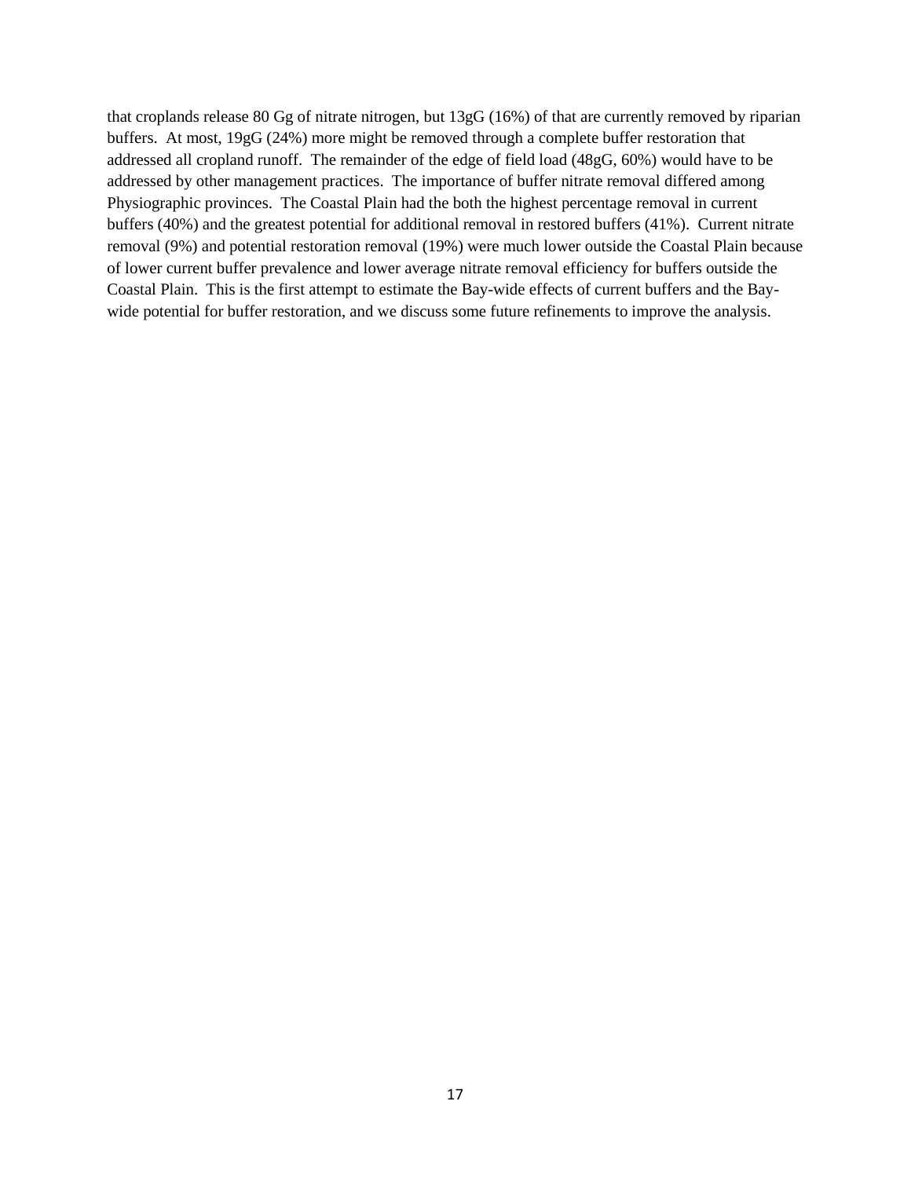that croplands release 80 Gg of nitrate nitrogen, but 13gG (16%) of that are currently removed by riparian buffers. At most, 19gG (24%) more might be removed through a complete buffer restoration that addressed all cropland runoff. The remainder of the edge of field load (48gG, 60%) would have to be addressed by other management practices. The importance of buffer nitrate removal differed among Physiographic provinces. The Coastal Plain had the both the highest percentage removal in current buffers (40%) and the greatest potential for additional removal in restored buffers (41%). Current nitrate removal (9%) and potential restoration removal (19%) were much lower outside the Coastal Plain because of lower current buffer prevalence and lower average nitrate removal efficiency for buffers outside the Coastal Plain. This is the first attempt to estimate the Bay-wide effects of current buffers and the Bay-wide potential for buffer restoration, and we discuss some future refinements to improve the analysis.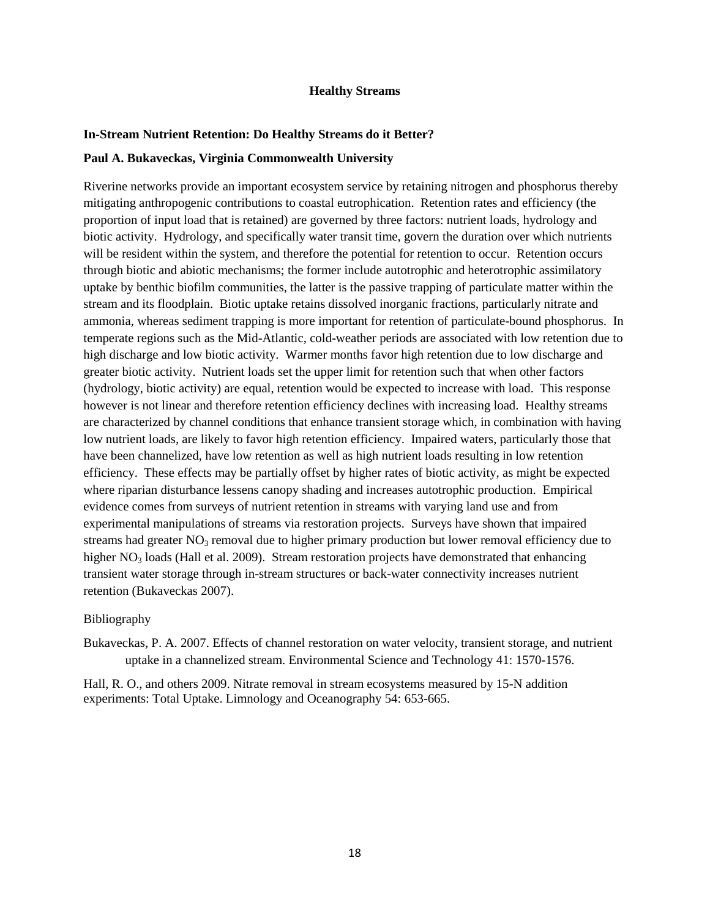# Healthy Streams

## In-Stream Nutrient Retention: Do Healthy Streams do it Better?

**Paul A. Bukaveckas, Virginia Commonwealth University**

Riverine networks provide an important ecosystem service by retaining nitrogen and phosphorus thereby mitigating anthropogenic contributions to coastal eutrophication. Retention rates and efficiency (the proportion of input load that is retained) are governed by three factors: nutrient loads, hydrology and biotic activity. Hydrology, and specifically water transit time, govern the duration over which nutrients will be resident within the system, and therefore the potential for retention to occur. Retention occurs through biotic and abiotic mechanisms; the former include autotrophic and heterotrophic assimilatory uptake by benthic biofilm communities, the latter is the passive trapping of particulate matter within the stream and its floodplain. Biotic uptake retains dissolved inorganic fractions, particularly nitrate and ammonia, whereas sediment trapping is more important for retention of particulate-bound phosphorus. In temperate regions such as the Mid-Atlantic, cold-weather periods are associated with low retention due to high discharge and low biotic activity. Warmer months favor high retention due to low discharge and greater biotic activity. Nutrient loads set the upper limit for retention such that when other factors (hydrology, biotic activity) are equal, retention would be expected to increase with load. This response however is not linear and therefore retention efficiency declines with increasing load. Healthy streams are characterized by channel conditions that enhance transient storage which, in combination with having low nutrient loads, are likely to favor high retention efficiency. Impaired waters, particularly those that have been channelized, have low retention as well as high nutrient loads resulting in low retention efficiency. These effects may be partially offset by higher rates of biotic activity, as might be expected where riparian disturbance lessens canopy shading and increases autotrophic production. Empirical evidence comes from surveys of nutrient retention in streams with varying land use and from experimental manipulations of streams via restoration projects. Surveys have shown that impaired streams had greater $NO_3$ removal due to higher primary production but lower removal efficiency due to higher $NO_3$ loads (Hall et al. 2009). Stream restoration projects have demonstrated that enhancing transient water storage through in-stream structures or back-water connectivity increases nutrient retention (Bukaveckas 2007).

Bibliography

Bukaveckas, P. A. 2007. Effects of channel restoration on water velocity, transient storage, and nutrient uptake in a channelized stream. Environmental Science and Technology 41: 1570-1576.

Hall, R. O., and others 2009. Nitrate removal in stream ecosystems measured by 15-N addition experiments: Total Uptake. Limnology and Oceanography 54: 653-665.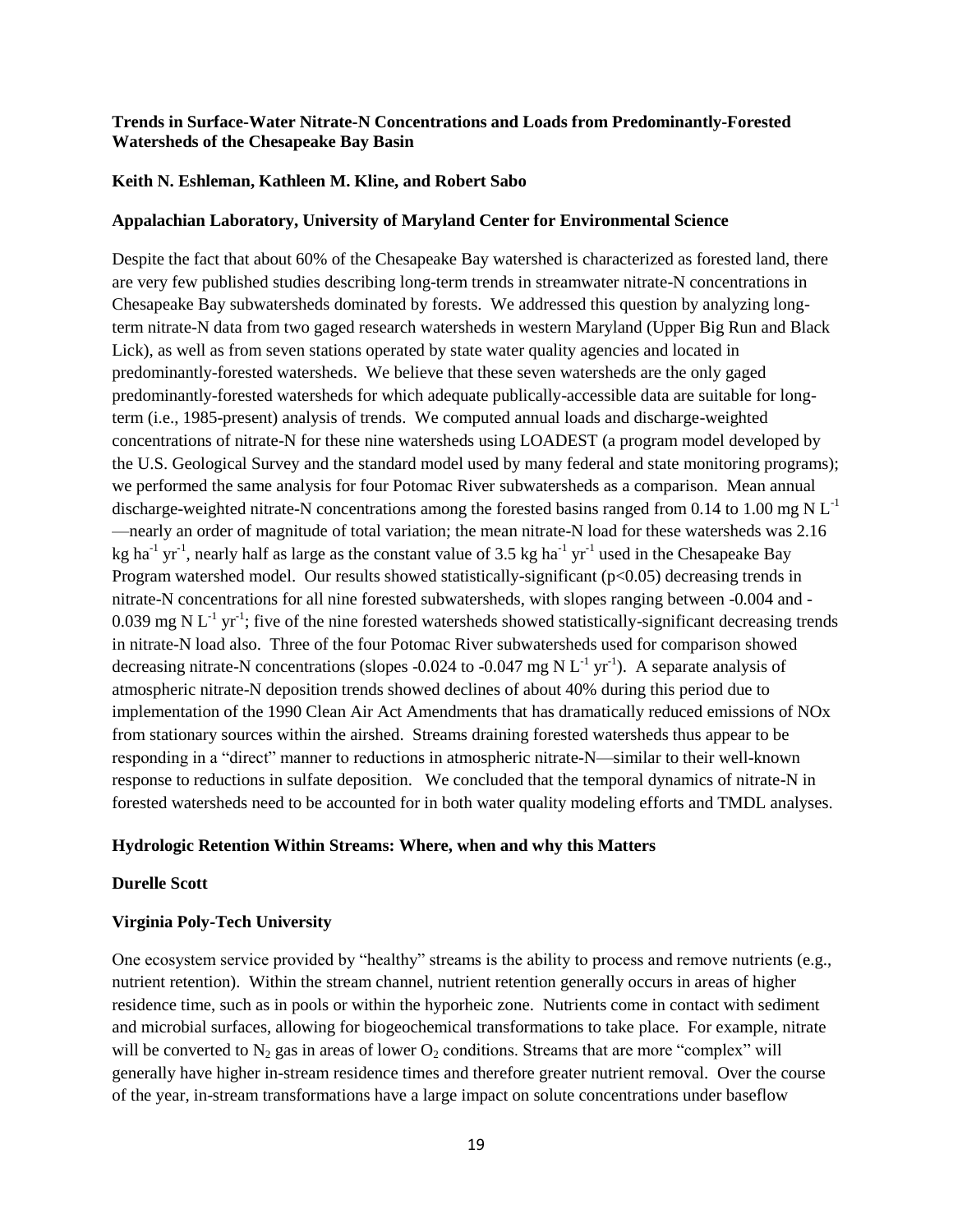**Trends in Surface-Water Nitrate-N Concentrations and Loads from Predominantly-Forested Watersheds of the Chesapeake Bay Basin**

**Keith N. Eshleman, Kathleen M. Kline, and Robert Sabo**

**Appalachian Laboratory, University of Maryland Center for Environmental Science**

Despite the fact that about 60% of the Chesapeake Bay watershed is characterized as forested land, there are very few published studies describing long-term trends in streamwater nitrate-N concentrations in Chesapeake Bay subwatersheds dominated by forests. We addressed this question by analyzing long-term nitrate-N data from two gaged research watersheds in western Maryland (Upper Big Run and Black Lick), as well as from seven stations operated by state water quality agencies and located in predominantly-forested watersheds. We believe that these seven watersheds are the only gaged predominantly-forested watersheds for which adequate publically-accessible data are suitable for long-term (i.e., 1985-present) analysis of trends. We computed annual loads and discharge-weighted concentrations of nitrate-N for these nine watersheds using LOADEST (a program model developed by the U.S. Geological Survey and the standard model used by many federal and state monitoring programs); we performed the same analysis for four Potomac River subwatersheds as a comparison. Mean annual discharge-weighted nitrate-N concentrations among the forested basins ranged from 0.14 to 1.00 mg N $L^{-1}$ —nearly an order of magnitude of total variation; the mean nitrate-N load for these watersheds was 2.16 kg $ha^{-1}$ $yr^{-1}$, nearly half as large as the constant value of 3.5 kg $ha^{-1}$ $yr^{-1}$ used in the Chesapeake Bay Program watershed model. Our results showed statistically-significant ($p<0.05$) decreasing trends in nitrate-N concentrations for all nine forested subwatersheds, with slopes ranging between -0.004 and -0.039 mg N $L^{-1}$ $yr^{-1}$; five of the nine forested watersheds showed statistically-significant decreasing trends in nitrate-N load also. Three of the four Potomac River subwatersheds used for comparison showed decreasing nitrate-N concentrations (slopes -0.024 to -0.047 mg N $L^{-1}$ $yr^{-1}$). A separate analysis of atmospheric nitrate-N deposition trends showed declines of about 40% during this period due to implementation of the 1990 Clean Air Act Amendments that has dramatically reduced emissions of NOx from stationary sources within the airshed. Streams draining forested watersheds thus appear to be responding in a "direct" manner to reductions in atmospheric nitrate-N—similar to their well-known response to reductions in sulfate deposition. We concluded that the temporal dynamics of nitrate-N in forested watersheds need to be accounted for in both water quality modeling efforts and TMDL analyses.

**Hydrologic Retention Within Streams: Where, when and why this Matters**

**Durelle Scott**

**Virginia Poly-Tech University**

One ecosystem service provided by "healthy" streams is the ability to process and remove nutrients (e.g., nutrient retention). Within the stream channel, nutrient retention generally occurs in areas of higher residence time, such as in pools or within the hyporheic zone. Nutrients come in contact with sediment and microbial surfaces, allowing for biogeochemical transformations to take place. For example, nitrate will be converted to $N_2$ gas in areas of lower $O_2$ conditions. Streams that are more "complex" will generally have higher in-stream residence times and therefore greater nutrient removal. Over the course of the year, in-stream transformations have a large impact on solute concentrations under baseflow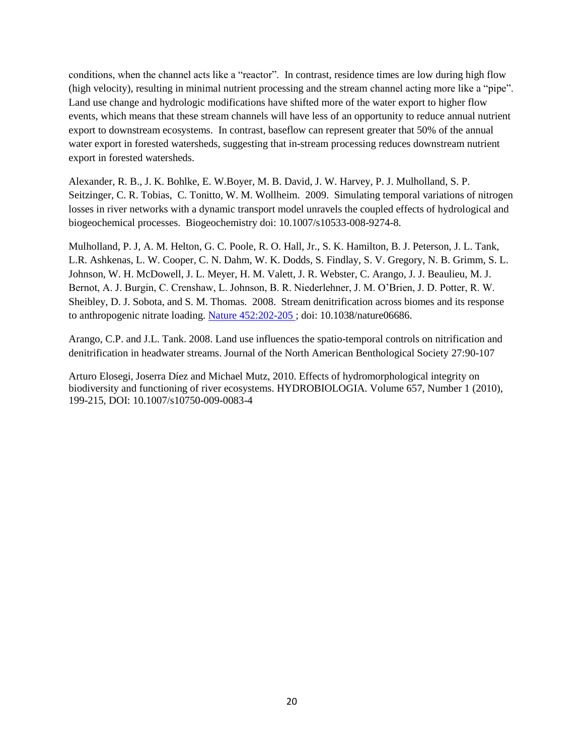conditions, when the channel acts like a "reactor". In contrast, residence times are low during high flow (high velocity), resulting in minimal nutrient processing and the stream channel acting more like a "pipe". Land use change and hydrologic modifications have shifted more of the water export to higher flow events, which means that these stream channels will have less of an opportunity to reduce annual nutrient export to downstream ecosystems. In contrast, baseflow can represent greater that 50% of the annual water export in forested watersheds, suggesting that in-stream processing reduces downstream nutrient export in forested watersheds.

Alexander, R. B., J. K. Bohlke, E. W.Boyer, M. B. David, J. W. Harvey, P. J. Mulholland, S. P. Seitzinger, C. R. Tobias, C. Tonitto, W. M. Wollheim. 2009. Simulating temporal variations of nitrogen losses in river networks with a dynamic transport model unravels the coupled effects of hydrological and biogeochemical processes. Biogeochemistry doi: 10.1007/s10533-008-9274-8.

Mulholland, P. J, A. M. Helton, G. C. Poole, R. O. Hall, Jr., S. K. Hamilton, B. J. Peterson, J. L. Tank, L.R. Ashkenas, L. W. Cooper, C. N. Dahm, W. K. Dodds, S. Findlay, S. V. Gregory, N. B. Grimm, S. L. Johnson, W. H. McDowell, J. L. Meyer, H. M. Valett, J. R. Webster, C. Arango, J. J. Beaulieu, M. J. Bernot, A. J. Burgin, C. Crenshaw, L. Johnson, B. R. Niederlehner, J. M. O'Brien, J. D. Potter, R. W. Sheibley, D. J. Sobota, and S. M. Thomas. 2008. Stream denitrification across biomes and its response to anthropogenic nitrate loading. Nature 452:202-205 ; doi: 10.1038/nature06686.

Arango, C.P. and J.L. Tank. 2008. Land use influences the spatio-temporal controls on nitrification and denitrification in headwater streams. Journal of the North American Benthological Society 27:90-107

Arturo Elosegi, Joserra Díez and Michael Mutz, 2010. Effects of hydromorphological integrity on biodiversity and functioning of river ecosystems. HYDROBIOLOGIA. Volume 657, Number 1 (2010), 199-215, DOI: 10.1007/s10750-009-0083-4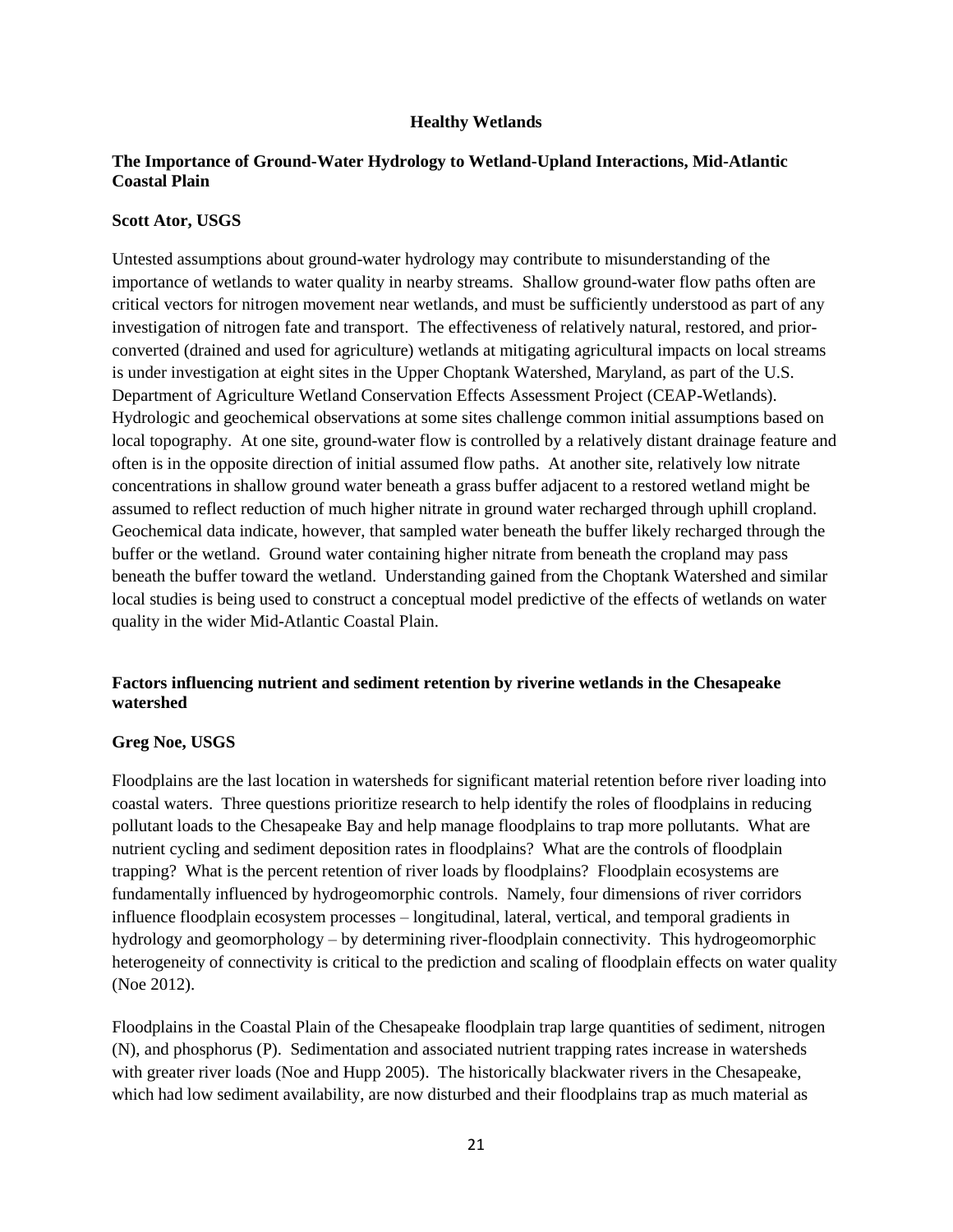## Healthy Wetlands

### The Importance of Ground-Water Hydrology to Wetland-Upland Interactions, Mid-Atlantic Coastal Plain

**Scott Ator, USGS**

Untested assumptions about ground-water hydrology may contribute to misunderstanding of the importance of wetlands to water quality in nearby streams. Shallow ground-water flow paths often are critical vectors for nitrogen movement near wetlands, and must be sufficiently understood as part of any investigation of nitrogen fate and transport. The effectiveness of relatively natural, restored, and prior-converted (drained and used for agriculture) wetlands at mitigating agricultural impacts on local streams is under investigation at eight sites in the Upper Choptank Watershed, Maryland, as part of the U.S. Department of Agriculture Wetland Conservation Effects Assessment Project (CEAP-Wetlands). Hydrologic and geochemical observations at some sites challenge common initial assumptions based on local topography. At one site, ground-water flow is controlled by a relatively distant drainage feature and often is in the opposite direction of initial assumed flow paths. At another site, relatively low nitrate concentrations in shallow ground water beneath a grass buffer adjacent to a restored wetland might be assumed to reflect reduction of much higher nitrate in ground water recharged through uphill cropland. Geochemical data indicate, however, that sampled water beneath the buffer likely recharged through the buffer or the wetland. Ground water containing higher nitrate from beneath the cropland may pass beneath the buffer toward the wetland. Understanding gained from the Choptank Watershed and similar local studies is being used to construct a conceptual model predictive of the effects of wetlands on water quality in the wider Mid-Atlantic Coastal Plain.

### Factors influencing nutrient and sediment retention by riverine wetlands in the Chesapeake watershed

**Greg Noe, USGS**

Floodplains are the last location in watersheds for significant material retention before river loading into coastal waters. Three questions prioritize research to help identify the roles of floodplains in reducing pollutant loads to the Chesapeake Bay and help manage floodplains to trap more pollutants. What are nutrient cycling and sediment deposition rates in floodplains? What are the controls of floodplain trapping? What is the percent retention of river loads by floodplains? Floodplain ecosystems are fundamentally influenced by hydrogeomorphic controls. Namely, four dimensions of river corridors influence floodplain ecosystem processes – longitudinal, lateral, vertical, and temporal gradients in hydrology and geomorphology – by determining river-floodplain connectivity. This hydrogeomorphic heterogeneity of connectivity is critical to the prediction and scaling of floodplain effects on water quality (Noe 2012).

Floodplains in the Coastal Plain of the Chesapeake floodplain trap large quantities of sediment, nitrogen (N), and phosphorus (P). Sedimentation and associated nutrient trapping rates increase in watersheds with greater river loads (Noe and Hupp 2005). The historically blackwater rivers in the Chesapeake, which had low sediment availability, are now disturbed and their floodplains trap as much material as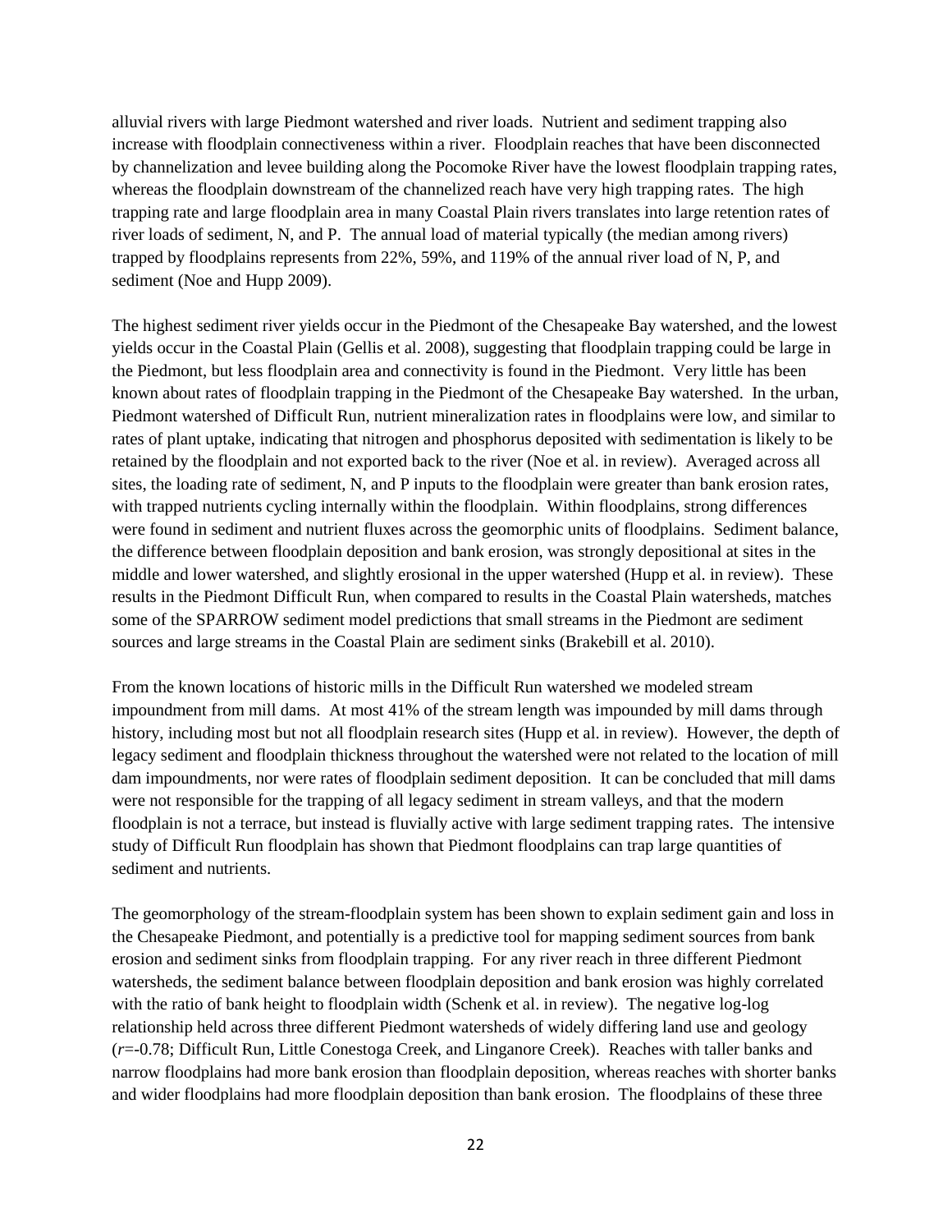alluvial rivers with large Piedmont watershed and river loads. Nutrient and sediment trapping also increase with floodplain connectiveness within a river. Floodplain reaches that have been disconnected by channelization and levee building along the Pocomoke River have the lowest floodplain trapping rates, whereas the floodplain downstream of the channelized reach have very high trapping rates. The high trapping rate and large floodplain area in many Coastal Plain rivers translates into large retention rates of river loads of sediment, N, and P. The annual load of material typically (the median among rivers) trapped by floodplains represents from 22%, 59%, and 119% of the annual river load of N, P, and sediment (Noe and Hupp 2009).

The highest sediment river yields occur in the Piedmont of the Chesapeake Bay watershed, and the lowest yields occur in the Coastal Plain (Gellis et al. 2008), suggesting that floodplain trapping could be large in the Piedmont, but less floodplain area and connectivity is found in the Piedmont. Very little has been known about rates of floodplain trapping in the Piedmont of the Chesapeake Bay watershed. In the urban, Piedmont watershed of Difficult Run, nutrient mineralization rates in floodplains were low, and similar to rates of plant uptake, indicating that nitrogen and phosphorus deposited with sedimentation is likely to be retained by the floodplain and not exported back to the river (Noe et al. in review). Averaged across all sites, the loading rate of sediment, N, and P inputs to the floodplain were greater than bank erosion rates, with trapped nutrients cycling internally within the floodplain. Within floodplains, strong differences were found in sediment and nutrient fluxes across the geomorphic units of floodplains. Sediment balance, the difference between floodplain deposition and bank erosion, was strongly depositional at sites in the middle and lower watershed, and slightly erosional in the upper watershed (Hupp et al. in review). These results in the Piedmont Difficult Run, when compared to results in the Coastal Plain watersheds, matches some of the SPARROW sediment model predictions that small streams in the Piedmont are sediment sources and large streams in the Coastal Plain are sediment sinks (Brakebill et al. 2010).

From the known locations of historic mills in the Difficult Run watershed we modeled stream impoundment from mill dams. At most 41% of the stream length was impounded by mill dams through history, including most but not all floodplain research sites (Hupp et al. in review). However, the depth of legacy sediment and floodplain thickness throughout the watershed were not related to the location of mill dam impoundments, nor were rates of floodplain sediment deposition. It can be concluded that mill dams were not responsible for the trapping of all legacy sediment in stream valleys, and that the modern floodplain is not a terrace, but instead is fluvially active with large sediment trapping rates. The intensive study of Difficult Run floodplain has shown that Piedmont floodplains can trap large quantities of sediment and nutrients.

The geomorphology of the stream-floodplain system has been shown to explain sediment gain and loss in the Chesapeake Piedmont, and potentially is a predictive tool for mapping sediment sources from bank erosion and sediment sinks from floodplain trapping. For any river reach in three different Piedmont watersheds, the sediment balance between floodplain deposition and bank erosion was highly correlated with the ratio of bank height to floodplain width (Schenk et al. in review). The negative log-log relationship held across three different Piedmont watersheds of widely differing land use and geology ($r$=-0.78; Difficult Run, Little Conestoga Creek, and Linganore Creek). Reaches with taller banks and narrow floodplains had more bank erosion than floodplain deposition, whereas reaches with shorter banks and wider floodplains had more floodplain deposition than bank erosion. The floodplains of these three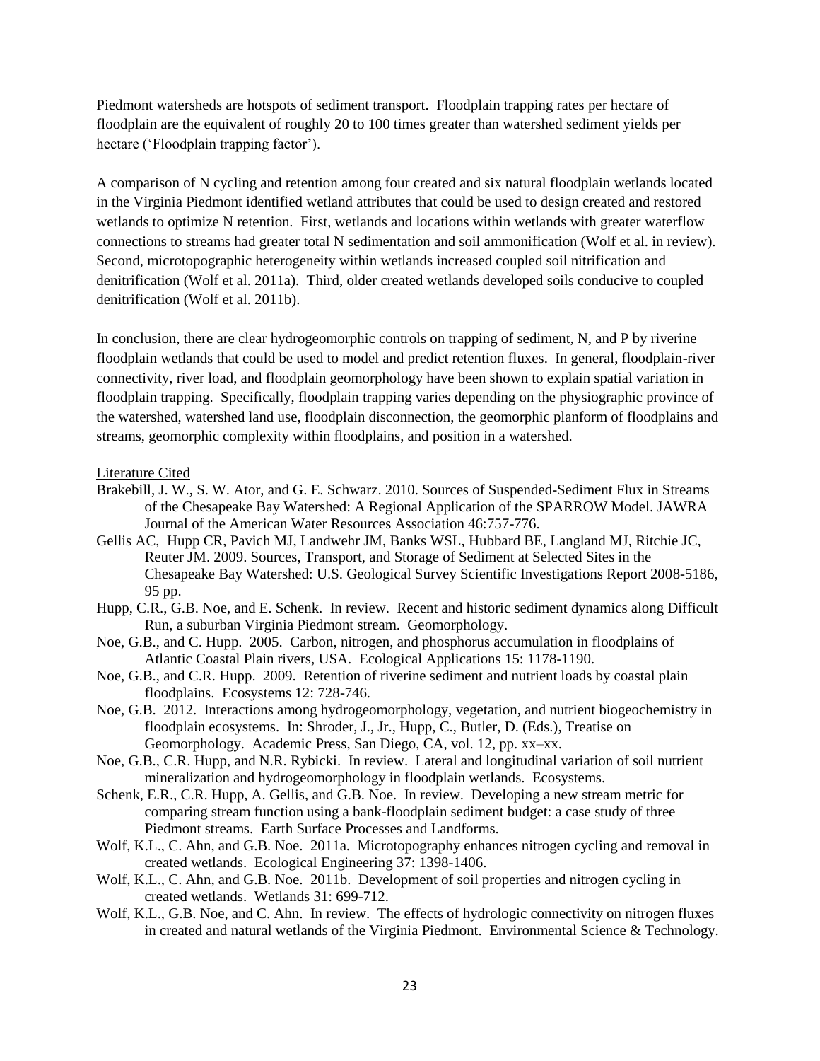Piedmont watersheds are hotspots of sediment transport. Floodplain trapping rates per hectare of floodplain are the equivalent of roughly 20 to 100 times greater than watershed sediment yields per hectare ('Floodplain trapping factor').

A comparison of N cycling and retention among four created and six natural floodplain wetlands located in the Virginia Piedmont identified wetland attributes that could be used to design created and restored wetlands to optimize N retention. First, wetlands and locations within wetlands with greater waterflow connections to streams had greater total N sedimentation and soil ammonification (Wolf et al. in review). Second, microtopographic heterogeneity within wetlands increased coupled soil nitrification and denitrification (Wolf et al. 2011a). Third, older created wetlands developed soils conducive to coupled denitrification (Wolf et al. 2011b).

In conclusion, there are clear hydrogeomorphic controls on trapping of sediment, N, and P by riverine floodplain wetlands that could be used to model and predict retention fluxes. In general, floodplain-river connectivity, river load, and floodplain geomorphology have been shown to explain spatial variation in floodplain trapping. Specifically, floodplain trapping varies depending on the physiographic province of the watershed, watershed land use, floodplain disconnection, the geomorphic planform of floodplains and streams, geomorphic complexity within floodplains, and position in a watershed.

## Literature Cited

Brakebill, J. W., S. W. Ator, and G. E. Schwarz. 2010. Sources of Suspended-Sediment Flux in Streams of the Chesapeake Bay Watershed: A Regional Application of the SPARROW Model. JAWRA Journal of the American Water Resources Association 46:757-776.

Gellis AC, Hupp CR, Pavich MJ, Landwehr JM, Banks WSL, Hubbard BE, Langland MJ, Ritchie JC, Reuter JM. 2009. Sources, Transport, and Storage of Sediment at Selected Sites in the Chesapeake Bay Watershed: U.S. Geological Survey Scientific Investigations Report 2008-5186, 95 pp.

Hupp, C.R., G.B. Noe, and E. Schenk. In review. Recent and historic sediment dynamics along Difficult Run, a suburban Virginia Piedmont stream. Geomorphology.

Noe, G.B., and C. Hupp. 2005. Carbon, nitrogen, and phosphorus accumulation in floodplains of Atlantic Coastal Plain rivers, USA. Ecological Applications 15: 1178-1190.

Noe, G.B., and C.R. Hupp. 2009. Retention of riverine sediment and nutrient loads by coastal plain floodplains. Ecosystems 12: 728-746.

Noe, G.B. 2012. Interactions among hydrogeomorphology, vegetation, and nutrient biogeochemistry in floodplain ecosystems. In: Shroder, J., Jr., Hupp, C., Butler, D. (Eds.), Treatise on Geomorphology. Academic Press, San Diego, CA, vol. 12, pp. xx–xx.

Noe, G.B., C.R. Hupp, and N.R. Rybicki. In review. Lateral and longitudinal variation of soil nutrient mineralization and hydrogeomorphology in floodplain wetlands. Ecosystems.

Schenk, E.R., C.R. Hupp, A. Gellis, and G.B. Noe. In review. Developing a new stream metric for comparing stream function using a bank-floodplain sediment budget: a case study of three Piedmont streams. Earth Surface Processes and Landforms.

Wolf, K.L., C. Ahn, and G.B. Noe. 2011a. Microtopography enhances nitrogen cycling and removal in created wetlands. Ecological Engineering 37: 1398-1406.

Wolf, K.L., C. Ahn, and G.B. Noe. 2011b. Development of soil properties and nitrogen cycling in created wetlands. Wetlands 31: 699-712.

Wolf, K.L., G.B. Noe, and C. Ahn. In review. The effects of hydrologic connectivity on nitrogen fluxes in created and natural wetlands of the Virginia Piedmont. Environmental Science & Technology.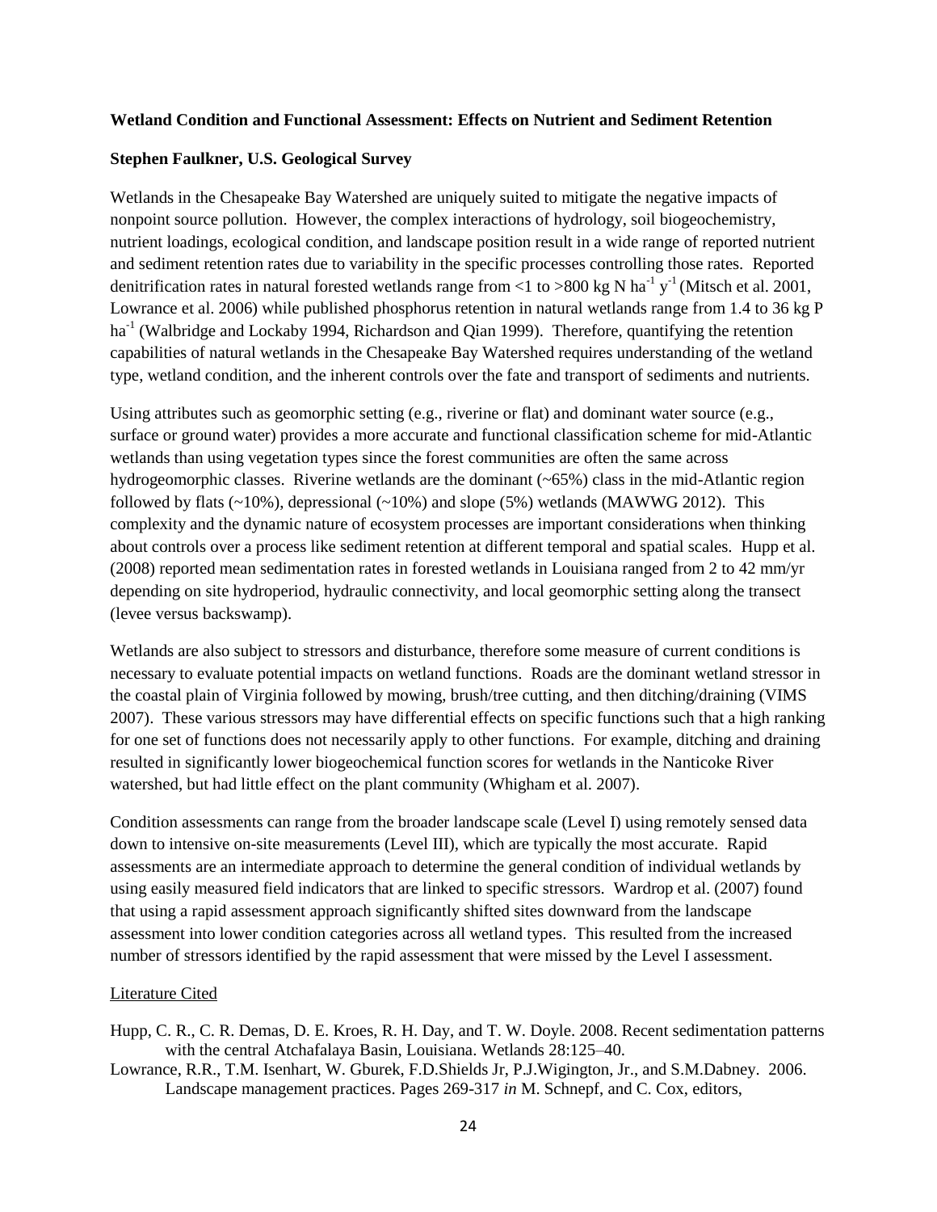**Wetland Condition and Functional Assessment: Effects on Nutrient and Sediment Retention**

**Stephen Faulkner, U.S. Geological Survey**

Wetlands in the Chesapeake Bay Watershed are uniquely suited to mitigate the negative impacts of nonpoint source pollution. However, the complex interactions of hydrology, soil biogeochemistry, nutrient loadings, ecological condition, and landscape position result in a wide range of reported nutrient and sediment retention rates due to variability in the specific processes controlling those rates. Reported denitrification rates in natural forested wetlands range from <1 to >800 kg N $ha^{-1}$ $y^{-1}$ (Mitsch et al. 2001, Lowrance et al. 2006) while published phosphorus retention in natural wetlands range from 1.4 to 36 kg P $ha^{-1}$ (Walbridge and Lockaby 1994, Richardson and Qian 1999). Therefore, quantifying the retention capabilities of natural wetlands in the Chesapeake Bay Watershed requires understanding of the wetland type, wetland condition, and the inherent controls over the fate and transport of sediments and nutrients.

Using attributes such as geomorphic setting (e.g., riverine or flat) and dominant water source (e.g., surface or ground water) provides a more accurate and functional classification scheme for mid-Atlantic wetlands than using vegetation types since the forest communities are often the same across hydrogeomorphic classes. Riverine wetlands are the dominant (~65%) class in the mid-Atlantic region followed by flats (~10%), depressional (~10%) and slope (5%) wetlands (MAWWG 2012). This complexity and the dynamic nature of ecosystem processes are important considerations when thinking about controls over a process like sediment retention at different temporal and spatial scales. Hupp et al. (2008) reported mean sedimentation rates in forested wetlands in Louisiana ranged from 2 to 42 mm/yr depending on site hydroperiod, hydraulic connectivity, and local geomorphic setting along the transect (levee versus backswamp).

Wetlands are also subject to stressors and disturbance, therefore some measure of current conditions is necessary to evaluate potential impacts on wetland functions. Roads are the dominant wetland stressor in the coastal plain of Virginia followed by mowing, brush/tree cutting, and then ditching/draining (VIMS 2007). These various stressors may have differential effects on specific functions such that a high ranking for one set of functions does not necessarily apply to other functions. For example, ditching and draining resulted in significantly lower biogeochemical function scores for wetlands in the Nanticoke River watershed, but had little effect on the plant community (Whigham et al. 2007).

Condition assessments can range from the broader landscape scale (Level I) using remotely sensed data down to intensive on-site measurements (Level III), which are typically the most accurate. Rapid assessments are an intermediate approach to determine the general condition of individual wetlands by using easily measured field indicators that are linked to specific stressors. Wardrop et al. (2007) found that using a rapid assessment approach significantly shifted sites downward from the landscape assessment into lower condition categories across all wetland types. This resulted from the increased number of stressors identified by the rapid assessment that were missed by the Level I assessment.

Literature Cited

Hupp, C. R., C. R. Demas, D. E. Kroes, R. H. Day, and T. W. Doyle. 2008. Recent sedimentation patterns with the central Atchafalaya Basin, Louisiana. Wetlands 28:125–40.

Lowrance, R.R., T.M. Isenhart, W. Gburek, F.D.Shields Jr, P.J.Wigington, Jr., and S.M.Dabney. 2006. Landscape management practices. Pages 269-317 *in* M. Schnepf, and C. Cox, editors,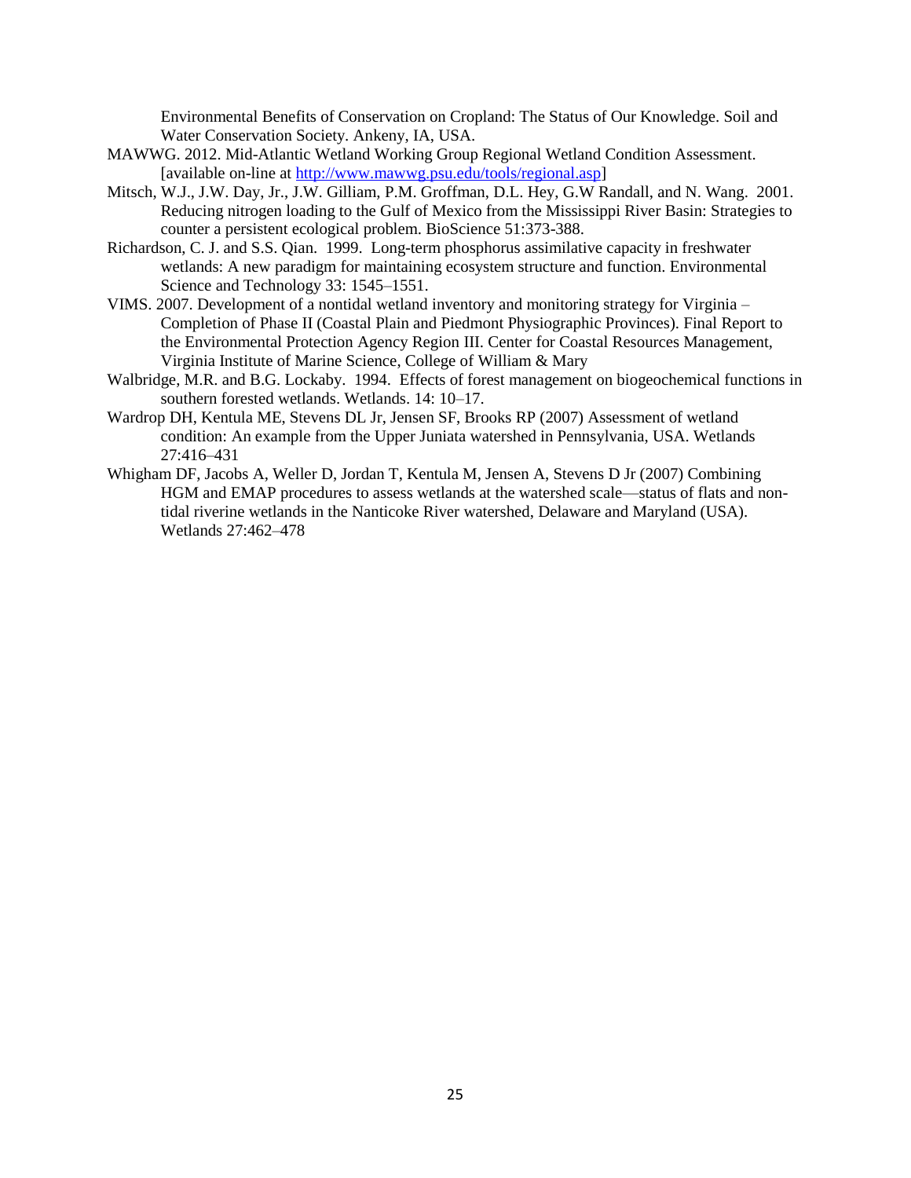Environmental Benefits of Conservation on Cropland: The Status of Our Knowledge. Soil and Water Conservation Society. Ankeny, IA, USA.

MAWWG. 2012. Mid-Atlantic Wetland Working Group Regional Wetland Condition Assessment. [available on-line at http://www.mawwg.psu.edu/tools/regional.asp]

Mitsch, W.J., J.W. Day, Jr., J.W. Gilliam, P.M. Groffman, D.L. Hey, G.W Randall, and N. Wang. 2001. Reducing nitrogen loading to the Gulf of Mexico from the Mississippi River Basin: Strategies to counter a persistent ecological problem. BioScience 51:373-388.

Richardson, C. J. and S.S. Qian. 1999. Long-term phosphorus assimilative capacity in freshwater wetlands: A new paradigm for maintaining ecosystem structure and function. Environmental Science and Technology 33: 1545–1551.

VIMS. 2007. Development of a nontidal wetland inventory and monitoring strategy for Virginia – Completion of Phase II (Coastal Plain and Piedmont Physiographic Provinces). Final Report to the Environmental Protection Agency Region III. Center for Coastal Resources Management, Virginia Institute of Marine Science, College of William & Mary

Walbridge, M.R. and B.G. Lockaby. 1994. Effects of forest management on biogeochemical functions in southern forested wetlands. Wetlands. 14: 10–17.

Wardrop DH, Kentula ME, Stevens DL Jr, Jensen SF, Brooks RP (2007) Assessment of wetland condition: An example from the Upper Juniata watershed in Pennsylvania, USA. Wetlands 27:416–431

Whigham DF, Jacobs A, Weller D, Jordan T, Kentula M, Jensen A, Stevens D Jr (2007) Combining HGM and EMAP procedures to assess wetlands at the watershed scale—status of flats and non-tidal riverine wetlands in the Nanticoke River watershed, Delaware and Maryland (USA). Wetlands 27:462–478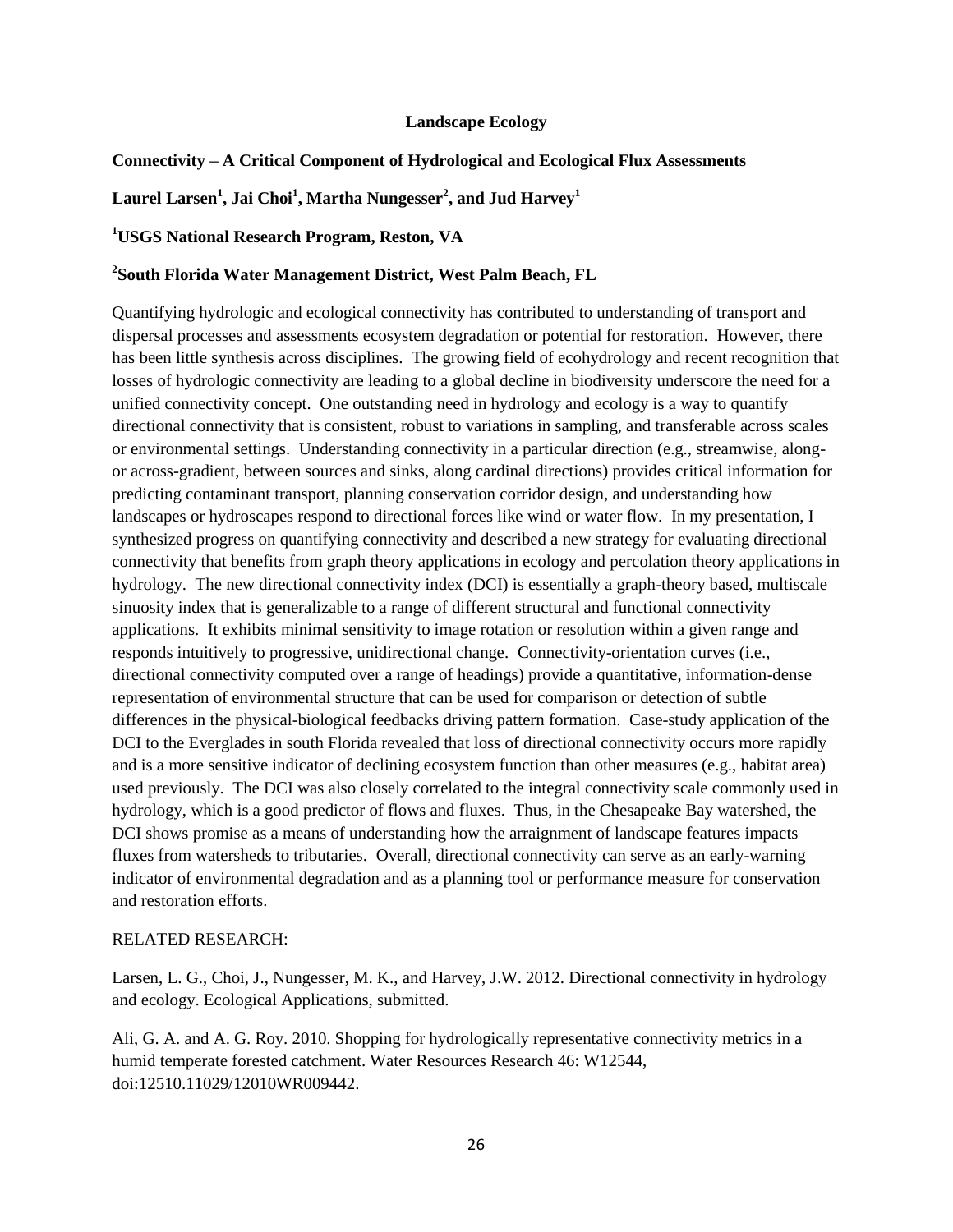## Landscape Ecology

**Connectivity – A Critical Component of Hydrological and Ecological Flux Assessments**

**Laurel Larsen[1], Jai Choi[1], Martha Nungesser[2], and Jud Harvey[1]**

**[1]USGS National Research Program, Reston, VA**

**[2]South Florida Water Management District, West Palm Beach, FL**

Quantifying hydrologic and ecological connectivity has contributed to understanding of transport and dispersal processes and assessments ecosystem degradation or potential for restoration. However, there has been little synthesis across disciplines. The growing field of ecohydrology and recent recognition that losses of hydrologic connectivity are leading to a global decline in biodiversity underscore the need for a unified connectivity concept. One outstanding need in hydrology and ecology is a way to quantify directional connectivity that is consistent, robust to variations in sampling, and transferable across scales or environmental settings. Understanding connectivity in a particular direction (e.g., streamwise, along- or across-gradient, between sources and sinks, along cardinal directions) provides critical information for predicting contaminant transport, planning conservation corridor design, and understanding how landscapes or hydroscapes respond to directional forces like wind or water flow. In my presentation, I synthesized progress on quantifying connectivity and described a new strategy for evaluating directional connectivity that benefits from graph theory applications in ecology and percolation theory applications in hydrology. The new directional connectivity index (DCI) is essentially a graph-theory based, multiscale sinuosity index that is generalizable to a range of different structural and functional connectivity applications. It exhibits minimal sensitivity to image rotation or resolution within a given range and responds intuitively to progressive, unidirectional change. Connectivity-orientation curves (i.e., directional connectivity computed over a range of headings) provide a quantitative, information-dense representation of environmental structure that can be used for comparison or detection of subtle differences in the physical-biological feedbacks driving pattern formation. Case-study application of the DCI to the Everglades in south Florida revealed that loss of directional connectivity occurs more rapidly and is a more sensitive indicator of declining ecosystem function than other measures (e.g., habitat area) used previously. The DCI was also closely correlated to the integral connectivity scale commonly used in hydrology, which is a good predictor of flows and fluxes. Thus, in the Chesapeake Bay watershed, the DCI shows promise as a means of understanding how the arraignment of landscape features impacts fluxes from watersheds to tributaries. Overall, directional connectivity can serve as an early-warning indicator of environmental degradation and as a planning tool or performance measure for conservation and restoration efforts.

RELATED RESEARCH:

Larsen, L. G., Choi, J., Nungesser, M. K., and Harvey, J.W. 2012. Directional connectivity in hydrology and ecology. Ecological Applications, submitted.

Ali, G. A. and A. G. Roy. 2010. Shopping for hydrologically representative connectivity metrics in a humid temperate forested catchment. Water Resources Research 46: W12544, doi:12510.11029/12010WR009442.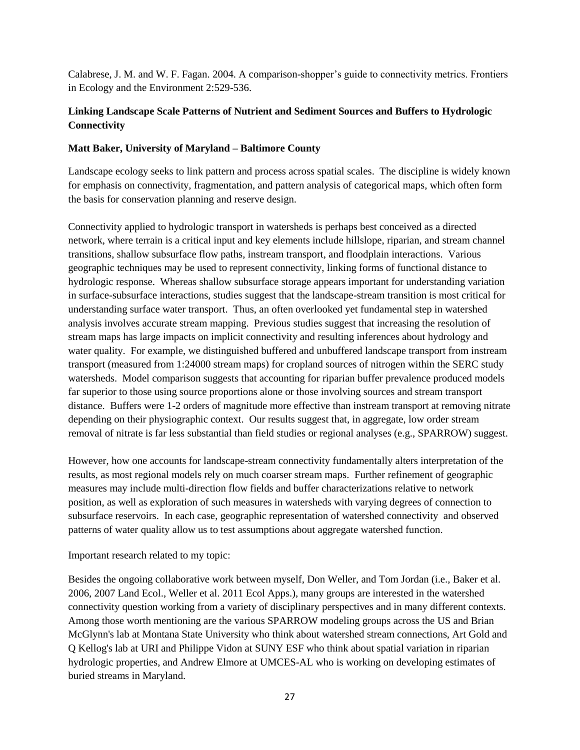Calabrese, J. M. and W. F. Fagan. 2004. A comparison-shopper's guide to connectivity metrics. Frontiers in Ecology and the Environment 2:529-536.

**Linking Landscape Scale Patterns of Nutrient and Sediment Sources and Buffers to Hydrologic Connectivity**

**Matt Baker, University of Maryland – Baltimore County**

Landscape ecology seeks to link pattern and process across spatial scales. The discipline is widely known for emphasis on connectivity, fragmentation, and pattern analysis of categorical maps, which often form the basis for conservation planning and reserve design.

Connectivity applied to hydrologic transport in watersheds is perhaps best conceived as a directed network, where terrain is a critical input and key elements include hillslope, riparian, and stream channel transitions, shallow subsurface flow paths, instream transport, and floodplain interactions. Various geographic techniques may be used to represent connectivity, linking forms of functional distance to hydrologic response. Whereas shallow subsurface storage appears important for understanding variation in surface-subsurface interactions, studies suggest that the landscape-stream transition is most critical for understanding surface water transport. Thus, an often overlooked yet fundamental step in watershed analysis involves accurate stream mapping. Previous studies suggest that increasing the resolution of stream maps has large impacts on implicit connectivity and resulting inferences about hydrology and water quality. For example, we distinguished buffered and unbuffered landscape transport from instream transport (measured from 1:24000 stream maps) for cropland sources of nitrogen within the SERC study watersheds. Model comparison suggests that accounting for riparian buffer prevalence produced models far superior to those using source proportions alone or those involving sources and stream transport distance. Buffers were 1-2 orders of magnitude more effective than instream transport at removing nitrate depending on their physiographic context. Our results suggest that, in aggregate, low order stream removal of nitrate is far less substantial than field studies or regional analyses (e.g., SPARROW) suggest.

However, how one accounts for landscape-stream connectivity fundamentally alters interpretation of the results, as most regional models rely on much coarser stream maps. Further refinement of geographic measures may include multi-direction flow fields and buffer characterizations relative to network position, as well as exploration of such measures in watersheds with varying degrees of connection to subsurface reservoirs. In each case, geographic representation of watershed connectivity and observed patterns of water quality allow us to test assumptions about aggregate watershed function.

Important research related to my topic:

Besides the ongoing collaborative work between myself, Don Weller, and Tom Jordan (i.e., Baker et al. 2006, 2007 Land Ecol., Weller et al. 2011 Ecol Apps.), many groups are interested in the watershed connectivity question working from a variety of disciplinary perspectives and in many different contexts. Among those worth mentioning are the various SPARROW modeling groups across the US and Brian McGlynn's lab at Montana State University who think about watershed stream connections, Art Gold and Q Kellog's lab at URI and Philippe Vidon at SUNY ESF who think about spatial variation in riparian hydrologic properties, and Andrew Elmore at UMCES-AL who is working on developing estimates of buried streams in Maryland.